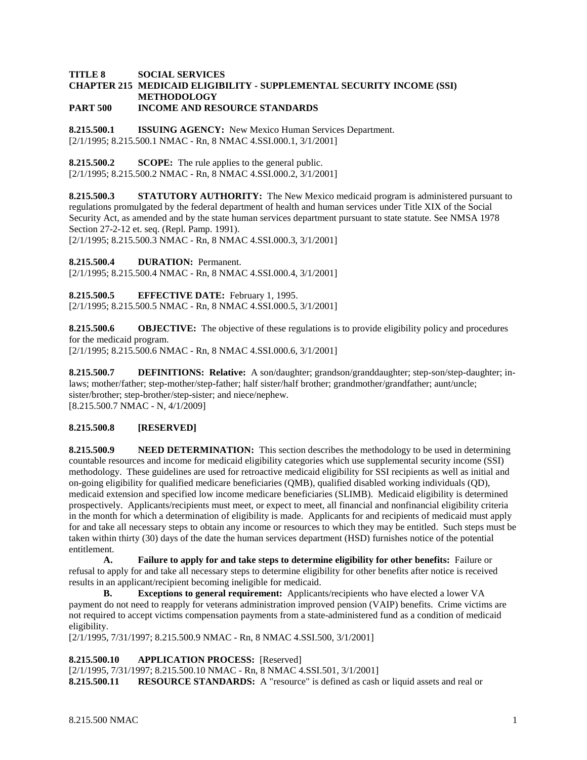**TITLE 8 SOCIAL SERVICES**
**CHAPTER 215 MEDICAID ELIGIBILITY - SUPPLEMENTAL SECURITY INCOME (SSI) METHODOLOGY**
**PART 500 INCOME AND RESOURCE STANDARDS**

**8.215.500.1 ISSUING AGENCY:** New Mexico Human Services Department.
[2/1/1995; 8.215.500.1 NMAC - Rn, 8 NMAC 4.SSI.000.1, 3/1/2001]

**8.215.500.2 SCOPE:** The rule applies to the general public.
[2/1/1995; 8.215.500.2 NMAC - Rn, 8 NMAC 4.SSI.000.2, 3/1/2001]

**8.215.500.3 STATUTORY AUTHORITY:** The New Mexico medicaid program is administered pursuant to regulations promulgated by the federal department of health and human services under Title XIX of the Social Security Act, as amended and by the state human services department pursuant to state statute. See NMSA 1978 Section 27-2-12 et. seq. (Repl. Pamp. 1991).
[2/1/1995; 8.215.500.3 NMAC - Rn, 8 NMAC 4.SSI.000.3, 3/1/2001]

**8.215.500.4 DURATION:** Permanent.
[2/1/1995; 8.215.500.4 NMAC - Rn, 8 NMAC 4.SSI.000.4, 3/1/2001]

**8.215.500.5 EFFECTIVE DATE:** February 1, 1995.
[2/1/1995; 8.215.500.5 NMAC - Rn, 8 NMAC 4.SSI.000.5, 3/1/2001]

**8.215.500.6 OBJECTIVE:** The objective of these regulations is to provide eligibility policy and procedures for the medicaid program.
[2/1/1995; 8.215.500.6 NMAC - Rn, 8 NMAC 4.SSI.000.6, 3/1/2001]

**8.215.500.7 DEFINITIONS: Relative:** A son/daughter; grandson/granddaughter; step-son/step-daughter; in-laws; mother/father; step-mother/step-father; half sister/half brother; grandmother/grandfather; aunt/uncle; sister/brother; step-brother/step-sister; and niece/nephew.
[8.215.500.7 NMAC - N, 4/1/2009]

**8.215.500.8 [RESERVED]**

**8.215.500.9 NEED DETERMINATION:** This section describes the methodology to be used in determining countable resources and income for medicaid eligibility categories which use supplemental security income (SSI) methodology. These guidelines are used for retroactive medicaid eligibility for SSI recipients as well as initial and on-going eligibility for qualified medicare beneficiaries (QMB), qualified disabled working individuals (QD), medicaid extension and specified low income medicare beneficiaries (SLIMB). Medicaid eligibility is determined prospectively. Applicants/recipients must meet, or expect to meet, all financial and nonfinancial eligibility criteria in the month for which a determination of eligibility is made. Applicants for and recipients of medicaid must apply for and take all necessary steps to obtain any income or resources to which they may be entitled. Such steps must be taken within thirty (30) days of the date the human services department (HSD) furnishes notice of the potential entitlement.

**A. Failure to apply for and take steps to determine eligibility for other benefits:** Failure or refusal to apply for and take all necessary steps to determine eligibility for other benefits after notice is received results in an applicant/recipient becoming ineligible for medicaid.

**B. Exceptions to general requirement:** Applicants/recipients who have elected a lower VA payment do not need to reapply for veterans administration improved pension (VAIP) benefits. Crime victims are not required to accept victims compensation payments from a state-administered fund as a condition of medicaid eligibility.
[2/1/1995, 7/31/1997; 8.215.500.9 NMAC - Rn, 8 NMAC 4.SSI.500, 3/1/2001]

**8.215.500.10 APPLICATION PROCESS:** [Reserved]
[2/1/1995, 7/31/1997; 8.215.500.10 NMAC - Rn, 8 NMAC 4.SSI.501, 3/1/2001]

**8.215.500.11 RESOURCE STANDARDS:** A "resource" is defined as cash or liquid assets and real or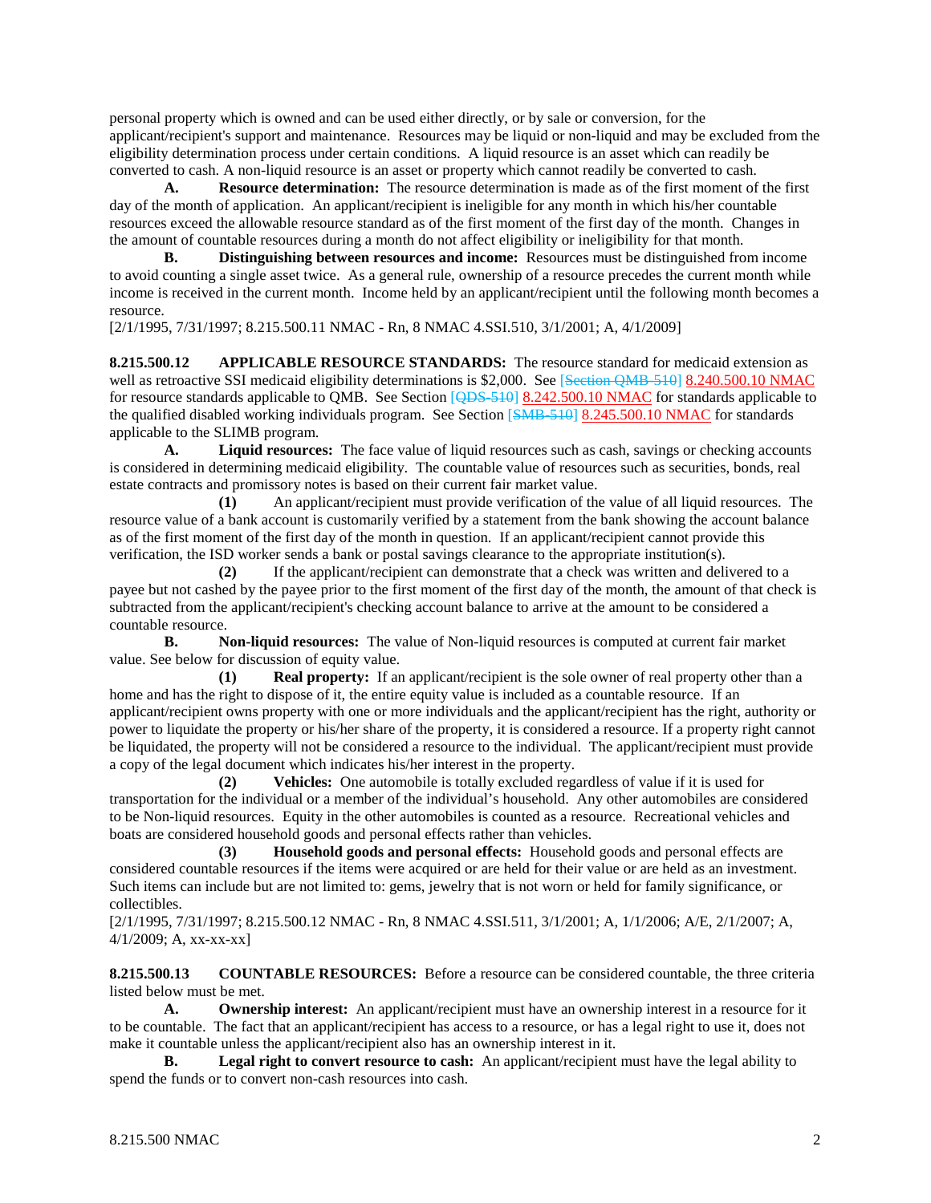personal property which is owned and can be used either directly, or by sale or conversion, for the applicant/recipient's support and maintenance. Resources may be liquid or non-liquid and may be excluded from the eligibility determination process under certain conditions. A liquid resource is an asset which can readily be converted to cash. A non-liquid resource is an asset or property which cannot readily be converted to cash.

**A. Resource determination:** The resource determination is made as of the first moment of the first day of the month of application. An applicant/recipient is ineligible for any month in which his/her countable resources exceed the allowable resource standard as of the first moment of the first day of the month. Changes in the amount of countable resources during a month do not affect eligibility or ineligibility for that month.

**B. Distinguishing between resources and income:** Resources must be distinguished from income to avoid counting a single asset twice. As a general rule, ownership of a resource precedes the current month while income is received in the current month. Income held by an applicant/recipient until the following month becomes a resource.

[2/1/1995, 7/31/1997; 8.215.500.11 NMAC - Rn, 8 NMAC 4.SSI.510, 3/1/2001; A, 4/1/2009]

**8.215.500.12 APPLICABLE RESOURCE STANDARDS:** The resource standard for medicaid extension as well as retroactive SSI medicaid eligibility determinations is $2,000. See [~~Section QMB-510~~] 8.240.500.10 NMAC for resource standards applicable to QMB. See Section [~~QDS-510~~] 8.242.500.10 NMAC for standards applicable to the qualified disabled working individuals program. See Section [~~SMB-510~~] 8.245.500.10 NMAC for standards applicable to the SLIMB program.

**A. Liquid resources:** The face value of liquid resources such as cash, savings or checking accounts is considered in determining medicaid eligibility. The countable value of resources such as securities, bonds, real estate contracts and promissory notes is based on their current fair market value.

**(1)** An applicant/recipient must provide verification of the value of all liquid resources. The resource value of a bank account is customarily verified by a statement from the bank showing the account balance as of the first moment of the first day of the month in question. If an applicant/recipient cannot provide this verification, the ISD worker sends a bank or postal savings clearance to the appropriate institution(s).

**(2)** If the applicant/recipient can demonstrate that a check was written and delivered to a payee but not cashed by the payee prior to the first moment of the first day of the month, the amount of that check is subtracted from the applicant/recipient's checking account balance to arrive at the amount to be considered a countable resource.

**B. Non-liquid resources:** The value of Non-liquid resources is computed at current fair market value. See below for discussion of equity value.

**(1) Real property:** If an applicant/recipient is the sole owner of real property other than a home and has the right to dispose of it, the entire equity value is included as a countable resource. If an applicant/recipient owns property with one or more individuals and the applicant/recipient has the right, authority or power to liquidate the property or his/her share of the property, it is considered a resource. If a property right cannot be liquidated, the property will not be considered a resource to the individual. The applicant/recipient must provide a copy of the legal document which indicates his/her interest in the property.

**(2) Vehicles:** One automobile is totally excluded regardless of value if it is used for transportation for the individual or a member of the individual's household. Any other automobiles are considered to be Non-liquid resources. Equity in the other automobiles is counted as a resource. Recreational vehicles and boats are considered household goods and personal effects rather than vehicles.

**(3) Household goods and personal effects:** Household goods and personal effects are considered countable resources if the items were acquired or are held for their value or are held as an investment. Such items can include but are not limited to: gems, jewelry that is not worn or held for family significance, or collectibles.

[2/1/1995, 7/31/1997; 8.215.500.12 NMAC - Rn, 8 NMAC 4.SSI.511, 3/1/2001; A, 1/1/2006; A/E, 2/1/2007; A, 4/1/2009; A, xx-xx-xx]

**8.215.500.13 COUNTABLE RESOURCES:** Before a resource can be considered countable, the three criteria listed below must be met.

**A. Ownership interest:** An applicant/recipient must have an ownership interest in a resource for it to be countable. The fact that an applicant/recipient has access to a resource, or has a legal right to use it, does not make it countable unless the applicant/recipient also has an ownership interest in it.

**B. Legal right to convert resource to cash:** An applicant/recipient must have the legal ability to spend the funds or to convert non-cash resources into cash.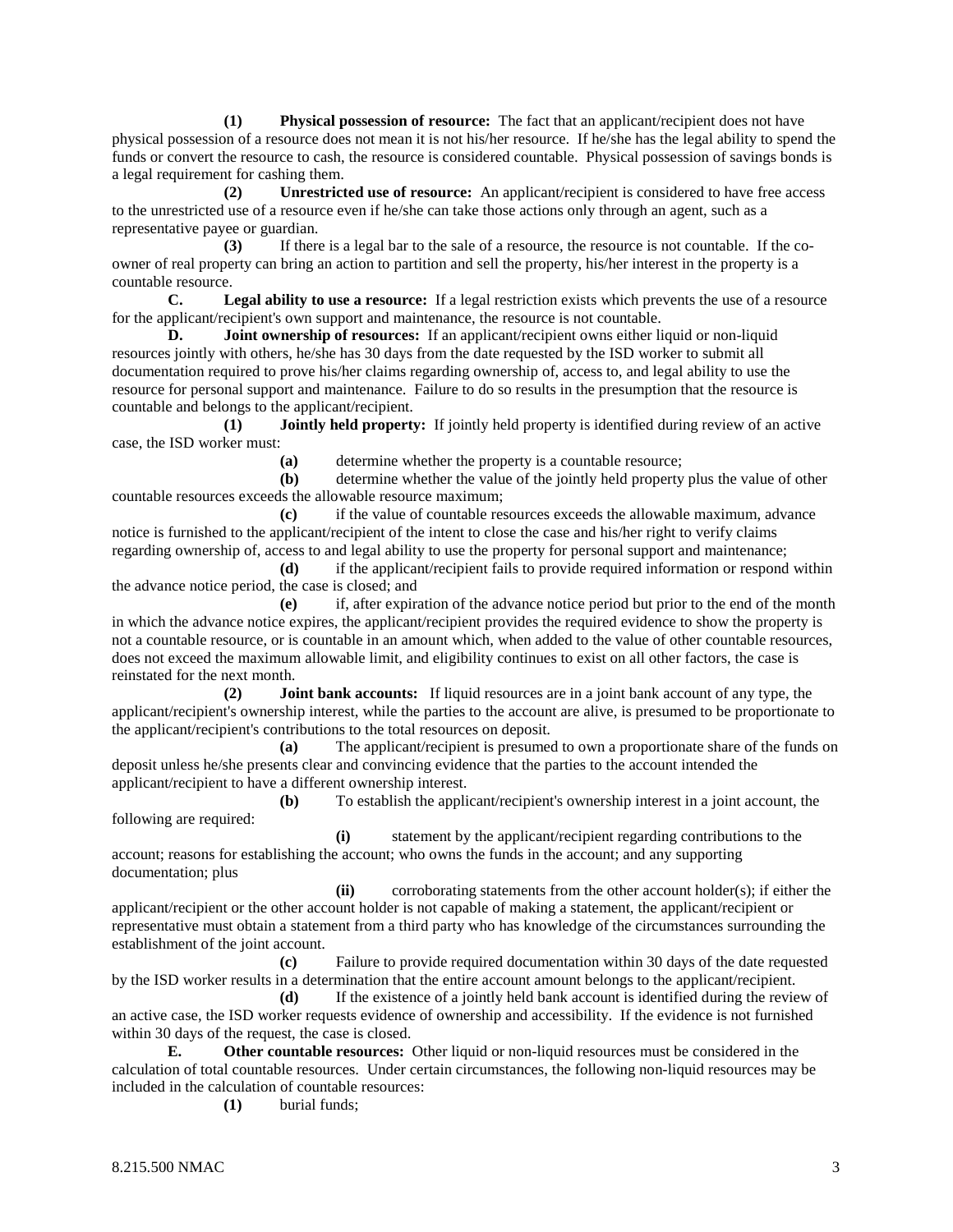**(1) Physical possession of resource:** The fact that an applicant/recipient does not have physical possession of a resource does not mean it is not his/her resource. If he/she has the legal ability to spend the funds or convert the resource to cash, the resource is considered countable. Physical possession of savings bonds is a legal requirement for cashing them.

**(2) Unrestricted use of resource:** An applicant/recipient is considered to have free access to the unrestricted use of a resource even if he/she can take those actions only through an agent, such as a representative payee or guardian.

**(3)** If there is a legal bar to the sale of a resource, the resource is not countable. If the co-owner of real property can bring an action to partition and sell the property, his/her interest in the property is a countable resource.

**C. Legal ability to use a resource:** If a legal restriction exists which prevents the use of a resource for the applicant/recipient's own support and maintenance, the resource is not countable.

**D. Joint ownership of resources:** If an applicant/recipient owns either liquid or non-liquid resources jointly with others, he/she has 30 days from the date requested by the ISD worker to submit all documentation required to prove his/her claims regarding ownership of, access to, and legal ability to use the resource for personal support and maintenance. Failure to do so results in the presumption that the resource is countable and belongs to the applicant/recipient.

**(1) Jointly held property:** If jointly held property is identified during review of an active case, the ISD worker must:

**(a)** determine whether the property is a countable resource;

**(b)** determine whether the value of the jointly held property plus the value of other countable resources exceeds the allowable resource maximum;

**(c)** if the value of countable resources exceeds the allowable maximum, advance notice is furnished to the applicant/recipient of the intent to close the case and his/her right to verify claims regarding ownership of, access to and legal ability to use the property for personal support and maintenance;

**(d)** if the applicant/recipient fails to provide required information or respond within the advance notice period, the case is closed; and

**(e)** if, after expiration of the advance notice period but prior to the end of the month in which the advance notice expires, the applicant/recipient provides the required evidence to show the property is not a countable resource, or is countable in an amount which, when added to the value of other countable resources, does not exceed the maximum allowable limit, and eligibility continues to exist on all other factors, the case is reinstated for the next month.

**(2) Joint bank accounts:** If liquid resources are in a joint bank account of any type, the applicant/recipient's ownership interest, while the parties to the account are alive, is presumed to be proportionate to the applicant/recipient's contributions to the total resources on deposit.

**(a)** The applicant/recipient is presumed to own a proportionate share of the funds on deposit unless he/she presents clear and convincing evidence that the parties to the account intended the applicant/recipient to have a different ownership interest.

**(b)** To establish the applicant/recipient's ownership interest in a joint account, the following are required:

**(i)** statement by the applicant/recipient regarding contributions to the account; reasons for establishing the account; who owns the funds in the account; and any supporting documentation; plus

**(ii)** corroborating statements from the other account holder(s); if either the applicant/recipient or the other account holder is not capable of making a statement, the applicant/recipient or representative must obtain a statement from a third party who has knowledge of the circumstances surrounding the establishment of the joint account.

**(c)** Failure to provide required documentation within 30 days of the date requested by the ISD worker results in a determination that the entire account amount belongs to the applicant/recipient.

**(d)** If the existence of a jointly held bank account is identified during the review of an active case, the ISD worker requests evidence of ownership and accessibility. If the evidence is not furnished within 30 days of the request, the case is closed.

**E. Other countable resources:** Other liquid or non-liquid resources must be considered in the calculation of total countable resources. Under certain circumstances, the following non-liquid resources may be included in the calculation of countable resources:

**(1)** burial funds;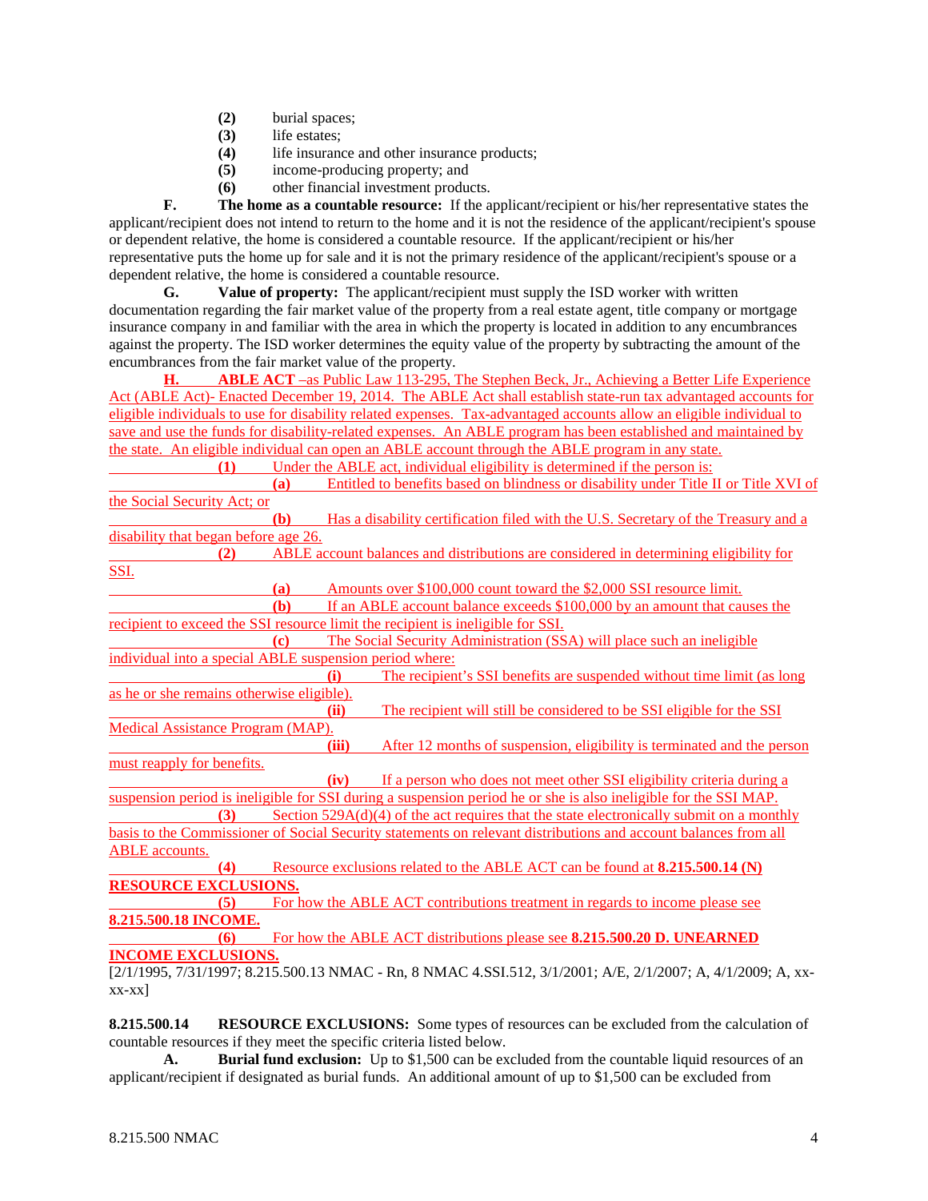**(2)** burial spaces;
**(3)** life estates;
**(4)** life insurance and other insurance products;
**(5)** income-producing property; and
**(6)** other financial investment products.

**F. The home as a countable resource:** If the applicant/recipient or his/her representative states the applicant/recipient does not intend to return to the home and it is not the residence of the applicant/recipient's spouse or dependent relative, the home is considered a countable resource. If the applicant/recipient or his/her representative puts the home up for sale and it is not the primary residence of the applicant/recipient's spouse or a dependent relative, the home is considered a countable resource.

**G. Value of property:** The applicant/recipient must supply the ISD worker with written documentation regarding the fair market value of the property from a real estate agent, title company or mortgage insurance company in and familiar with the area in which the property is located in addition to any encumbrances against the property. The ISD worker determines the equity value of the property by subtracting the amount of the encumbrances from the fair market value of the property.

**H. ABLE ACT** –as Public Law 113-295, The Stephen Beck, Jr., Achieving a Better Life Experience Act (ABLE Act)- Enacted December 19, 2014. The ABLE Act shall establish state-run tax advantaged accounts for eligible individuals to use for disability related expenses. Tax-advantaged accounts allow an eligible individual to save and use the funds for disability-related expenses. An ABLE program has been established and maintained by the state. An eligible individual can open an ABLE account through the ABLE program in any state.

**(1)** Under the ABLE act, individual eligibility is determined if the person is:

**(a)** Entitled to benefits based on blindness or disability under Title II or Title XVI of the Social Security Act; or

**(b)** Has a disability certification filed with the U.S. Secretary of the Treasury and a disability that began before age 26.

**(2)** ABLE account balances and distributions are considered in determining eligibility for SSI.

**(a)** Amounts over $100,000 count toward the $2,000 SSI resource limit.

**(b)** If an ABLE account balance exceeds $100,000 by an amount that causes the recipient to exceed the SSI resource limit the recipient is ineligible for SSI.

**(c)** The Social Security Administration (SSA) will place such an ineligible individual into a special ABLE suspension period where:

**(i)** The recipient's SSI benefits are suspended without time limit (as long as he or she remains otherwise eligible).

**(ii)** The recipient will still be considered to be SSI eligible for the SSI Medical Assistance Program (MAP).

**(iii)** After 12 months of suspension, eligibility is terminated and the person must reapply for benefits.

**(iv)** If a person who does not meet other SSI eligibility criteria during a suspension period is ineligible for SSI during a suspension period he or she is also ineligible for the SSI MAP.

**(3)** Section 529A(d)(4) of the act requires that the state electronically submit on a monthly basis to the Commissioner of Social Security statements on relevant distributions and account balances from all ABLE accounts.

**(4)** Resource exclusions related to the ABLE ACT can be found at **8.215.500.14 (N) RESOURCE EXCLUSIONS.**

**(5)** For how the ABLE ACT contributions treatment in regards to income please see **8.215.500.18 INCOME.**

**(6)** For how the ABLE ACT distributions please see **8.215.500.20 D. UNEARNED INCOME EXCLUSIONS.**

[2/1/1995, 7/31/1997; 8.215.500.13 NMAC - Rn, 8 NMAC 4.SSI.512, 3/1/2001; A/E, 2/1/2007; A, 4/1/2009; A, xx-xx-xx]

**8.215.500.14 RESOURCE EXCLUSIONS:** Some types of resources can be excluded from the calculation of countable resources if they meet the specific criteria listed below.

**A. Burial fund exclusion:** Up to $1,500 can be excluded from the countable liquid resources of an applicant/recipient if designated as burial funds. An additional amount of up to $1,500 can be excluded from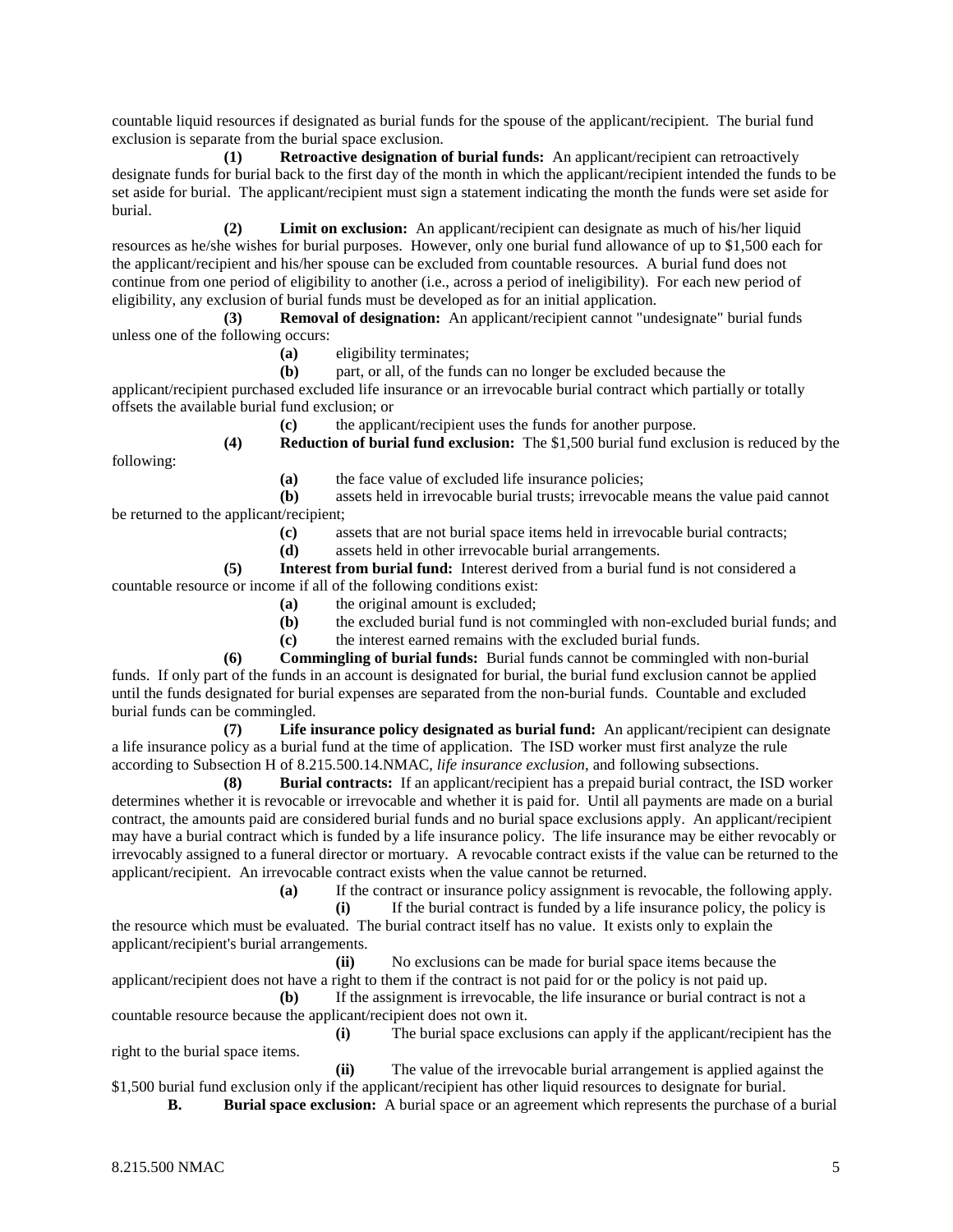countable liquid resources if designated as burial funds for the spouse of the applicant/recipient. The burial fund exclusion is separate from the burial space exclusion.

**(1) Retroactive designation of burial funds:** An applicant/recipient can retroactively designate funds for burial back to the first day of the month in which the applicant/recipient intended the funds to be set aside for burial. The applicant/recipient must sign a statement indicating the month the funds were set aside for burial.

**(2) Limit on exclusion:** An applicant/recipient can designate as much of his/her liquid resources as he/she wishes for burial purposes. However, only one burial fund allowance of up to $1,500 each for the applicant/recipient and his/her spouse can be excluded from countable resources. A burial fund does not continue from one period of eligibility to another (i.e., across a period of ineligibility). For each new period of eligibility, any exclusion of burial funds must be developed as for an initial application.

**(3) Removal of designation:** An applicant/recipient cannot "undesignate" burial funds unless one of the following occurs:

**(a)** eligibility terminates;

**(b)** part, or all, of the funds can no longer be excluded because the applicant/recipient purchased excluded life insurance or an irrevocable burial contract which partially or totally offsets the available burial fund exclusion; or

**(c)** the applicant/recipient uses the funds for another purpose.

**(4) Reduction of burial fund exclusion:** The $1,500 burial fund exclusion is reduced by the following:

**(a)** the face value of excluded life insurance policies;

**(b)** assets held in irrevocable burial trusts; irrevocable means the value paid cannot be returned to the applicant/recipient;

**(c)** assets that are not burial space items held in irrevocable burial contracts;

**(d)** assets held in other irrevocable burial arrangements.

**(5) Interest from burial fund:** Interest derived from a burial fund is not considered a countable resource or income if all of the following conditions exist:

**(a)** the original amount is excluded;

**(b)** the excluded burial fund is not commingled with non-excluded burial funds; and

**(c)** the interest earned remains with the excluded burial funds.

**(6) Commingling of burial funds:** Burial funds cannot be commingled with non-burial funds. If only part of the funds in an account is designated for burial, the burial fund exclusion cannot be applied until the funds designated for burial expenses are separated from the non-burial funds. Countable and excluded burial funds can be commingled.

**(7) Life insurance policy designated as burial fund:** An applicant/recipient can designate a life insurance policy as a burial fund at the time of application. The ISD worker must first analyze the rule according to Subsection H of 8.215.500.14.NMAC, *life insurance exclusion*, and following subsections.

**(8) Burial contracts:** If an applicant/recipient has a prepaid burial contract, the ISD worker determines whether it is revocable or irrevocable and whether it is paid for. Until all payments are made on a burial contract, the amounts paid are considered burial funds and no burial space exclusions apply. An applicant/recipient may have a burial contract which is funded by a life insurance policy. The life insurance may be either revocably or irrevocably assigned to a funeral director or mortuary. A revocable contract exists if the value can be returned to the applicant/recipient. An irrevocable contract exists when the value cannot be returned.

**(a)** If the contract or insurance policy assignment is revocable, the following apply.

**(i)** If the burial contract is funded by a life insurance policy, the policy is the resource which must be evaluated. The burial contract itself has no value. It exists only to explain the applicant/recipient's burial arrangements.

**(ii)** No exclusions can be made for burial space items because the applicant/recipient does not have a right to them if the contract is not paid for or the policy is not paid up.

**(b)** If the assignment is irrevocable, the life insurance or burial contract is not a countable resource because the applicant/recipient does not own it.

**(i)** The burial space exclusions can apply if the applicant/recipient has the right to the burial space items.

**(ii)** The value of the irrevocable burial arrangement is applied against the $1,500 burial fund exclusion only if the applicant/recipient has other liquid resources to designate for burial.

**B. Burial space exclusion:** A burial space or an agreement which represents the purchase of a burial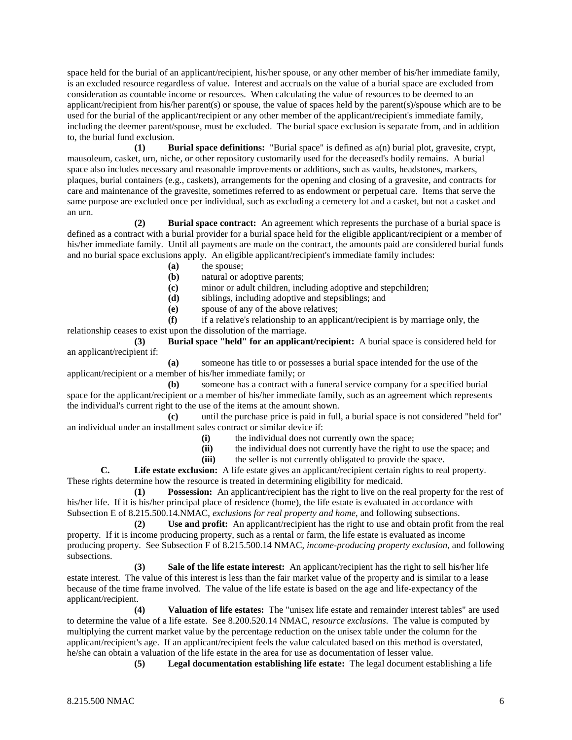space held for the burial of an applicant/recipient, his/her spouse, or any other member of his/her immediate family, is an excluded resource regardless of value. Interest and accruals on the value of a burial space are excluded from consideration as countable income or resources. When calculating the value of resources to be deemed to an applicant/recipient from his/her parent(s) or spouse, the value of spaces held by the parent(s)/spouse which are to be used for the burial of the applicant/recipient or any other member of the applicant/recipient's immediate family, including the deemer parent/spouse, must be excluded. The burial space exclusion is separate from, and in addition to, the burial fund exclusion.

**(1) Burial space definitions:** "Burial space" is defined as a(n) burial plot, gravesite, crypt, mausoleum, casket, urn, niche, or other repository customarily used for the deceased's bodily remains. A burial space also includes necessary and reasonable improvements or additions, such as vaults, headstones, markers, plaques, burial containers (e.g., caskets), arrangements for the opening and closing of a gravesite, and contracts for care and maintenance of the gravesite, sometimes referred to as endowment or perpetual care. Items that serve the same purpose are excluded once per individual, such as excluding a cemetery lot and a casket, but not a casket and an urn.

**(2) Burial space contract:** An agreement which represents the purchase of a burial space is defined as a contract with a burial provider for a burial space held for the eligible applicant/recipient or a member of his/her immediate family. Until all payments are made on the contract, the amounts paid are considered burial funds and no burial space exclusions apply. An eligible applicant/recipient's immediate family includes:

**(a)** the spouse;

**(b)** natural or adoptive parents;

**(c)** minor or adult children, including adoptive and stepchildren;

**(d)** siblings, including adoptive and stepsiblings; and

**(e)** spouse of any of the above relatives;

**(f)** if a relative's relationship to an applicant/recipient is by marriage only, the relationship ceases to exist upon the dissolution of the marriage.

**(3) Burial space "held" for an applicant/recipient:** A burial space is considered held for an applicant/recipient if:

**(a)** someone has title to or possesses a burial space intended for the use of the applicant/recipient or a member of his/her immediate family; or

**(b)** someone has a contract with a funeral service company for a specified burial space for the applicant/recipient or a member of his/her immediate family, such as an agreement which represents the individual's current right to the use of the items at the amount shown.

**(c)** until the purchase price is paid in full, a burial space is not considered "held for" an individual under an installment sales contract or similar device if:

**(i)** the individual does not currently own the space;

**(ii)** the individual does not currently have the right to use the space; and

**(iii)** the seller is not currently obligated to provide the space.

**C. Life estate exclusion:** A life estate gives an applicant/recipient certain rights to real property. These rights determine how the resource is treated in determining eligibility for medicaid.

**(1) Possession:** An applicant/recipient has the right to live on the real property for the rest of his/her life. If it is his/her principal place of residence (home), the life estate is evaluated in accordance with Subsection E of 8.215.500.14.NMAC, *exclusions for real property and home*, and following subsections.

**(2) Use and profit:** An applicant/recipient has the right to use and obtain profit from the real property. If it is income producing property, such as a rental or farm, the life estate is evaluated as income producing property. See Subsection F of 8.215.500.14 NMAC, *income-producing property exclusion*, and following subsections.

**(3) Sale of the life estate interest:** An applicant/recipient has the right to sell his/her life estate interest. The value of this interest is less than the fair market value of the property and is similar to a lease because of the time frame involved. The value of the life estate is based on the age and life-expectancy of the applicant/recipient.

**(4) Valuation of life estates:** The "unisex life estate and remainder interest tables" are used to determine the value of a life estate. See 8.200.520.14 NMAC, *resource exclusions*. The value is computed by multiplying the current market value by the percentage reduction on the unisex table under the column for the applicant/recipient's age. If an applicant/recipient feels the value calculated based on this method is overstated, he/she can obtain a valuation of the life estate in the area for use as documentation of lesser value.

**(5) Legal documentation establishing life estate:** The legal document establishing a life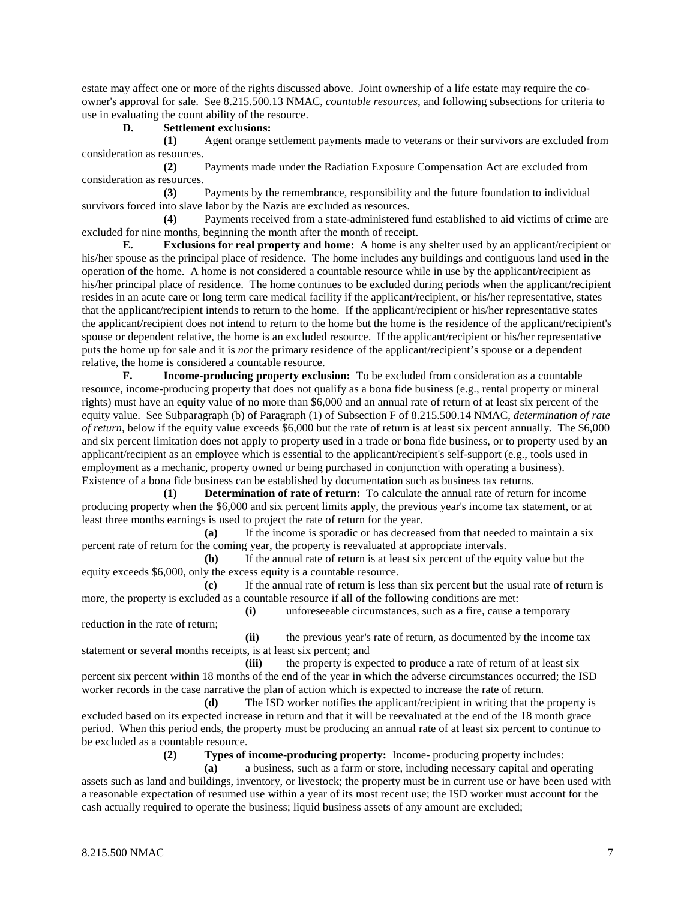estate may affect one or more of the rights discussed above. Joint ownership of a life estate may require the co-owner's approval for sale. See 8.215.500.13 NMAC, *countable resources*, and following subsections for criteria to use in evaluating the count ability of the resource.

**D. Settlement exclusions:**

**(1)** Agent orange settlement payments made to veterans or their survivors are excluded from consideration as resources.

**(2)** Payments made under the Radiation Exposure Compensation Act are excluded from consideration as resources.

**(3)** Payments by the remembrance, responsibility and the future foundation to individual survivors forced into slave labor by the Nazis are excluded as resources.

**(4)** Payments received from a state-administered fund established to aid victims of crime are excluded for nine months, beginning the month after the month of receipt.

**E. Exclusions for real property and home:** A home is any shelter used by an applicant/recipient or his/her spouse as the principal place of residence. The home includes any buildings and contiguous land used in the operation of the home. A home is not considered a countable resource while in use by the applicant/recipient as his/her principal place of residence. The home continues to be excluded during periods when the applicant/recipient resides in an acute care or long term care medical facility if the applicant/recipient, or his/her representative, states that the applicant/recipient intends to return to the home. If the applicant/recipient or his/her representative states the applicant/recipient does not intend to return to the home but the home is the residence of the applicant/recipient's spouse or dependent relative, the home is an excluded resource. If the applicant/recipient or his/her representative puts the home up for sale and it is *not* the primary residence of the applicant/recipient's spouse or a dependent relative, the home is considered a countable resource.

**F. Income-producing property exclusion:** To be excluded from consideration as a countable resource, income-producing property that does not qualify as a bona fide business (e.g., rental property or mineral rights) must have an equity value of no more than $6,000 and an annual rate of return of at least six percent of the equity value. See Subparagraph (b) of Paragraph (1) of Subsection F of 8.215.500.14 NMAC, *determination of rate of return*, below if the equity value exceeds $6,000 but the rate of return is at least six percent annually. The $6,000 and six percent limitation does not apply to property used in a trade or bona fide business, or to property used by an applicant/recipient as an employee which is essential to the applicant/recipient's self-support (e.g., tools used in employment as a mechanic, property owned or being purchased in conjunction with operating a business). Existence of a bona fide business can be established by documentation such as business tax returns.

**(1) Determination of rate of return:** To calculate the annual rate of return for income producing property when the $6,000 and six percent limits apply, the previous year's income tax statement, or at least three months earnings is used to project the rate of return for the year.

**(a)** If the income is sporadic or has decreased from that needed to maintain a six percent rate of return for the coming year, the property is reevaluated at appropriate intervals.

**(b)** If the annual rate of return is at least six percent of the equity value but the equity exceeds $6,000, only the excess equity is a countable resource.

**(c)** If the annual rate of return is less than six percent but the usual rate of return is more, the property is excluded as a countable resource if all of the following conditions are met:

**(i)** unforeseeable circumstances, such as a fire, cause a temporary reduction in the rate of return;

**(ii)** the previous year's rate of return, as documented by the income tax statement or several months receipts, is at least six percent; and

**(iii)** the property is expected to produce a rate of return of at least six percent six percent within 18 months of the end of the year in which the adverse circumstances occurred; the ISD worker records in the case narrative the plan of action which is expected to increase the rate of return.

**(d)** The ISD worker notifies the applicant/recipient in writing that the property is excluded based on its expected increase in return and that it will be reevaluated at the end of the 18 month grace period. When this period ends, the property must be producing an annual rate of at least six percent to continue to be excluded as a countable resource.

**(2) Types of income-producing property:** Income- producing property includes:

**(a)** a business, such as a farm or store, including necessary capital and operating assets such as land and buildings, inventory, or livestock; the property must be in current use or have been used with a reasonable expectation of resumed use within a year of its most recent use; the ISD worker must account for the cash actually required to operate the business; liquid business assets of any amount are excluded;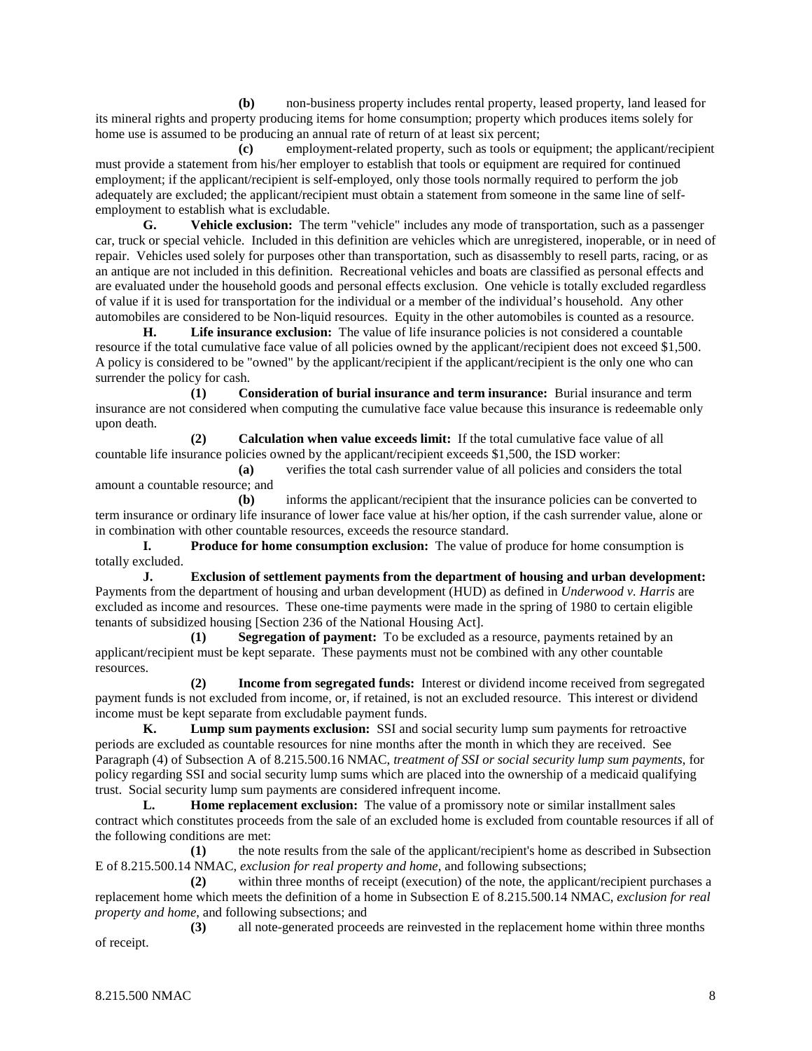**(b)** non-business property includes rental property, leased property, land leased for its mineral rights and property producing items for home consumption; property which produces items solely for home use is assumed to be producing an annual rate of return of at least six percent;

**(c)** employment-related property, such as tools or equipment; the applicant/recipient must provide a statement from his/her employer to establish that tools or equipment are required for continued employment; if the applicant/recipient is self-employed, only those tools normally required to perform the job adequately are excluded; the applicant/recipient must obtain a statement from someone in the same line of self-employment to establish what is excludable.

**G. Vehicle exclusion:** The term "vehicle" includes any mode of transportation, such as a passenger car, truck or special vehicle. Included in this definition are vehicles which are unregistered, inoperable, or in need of repair. Vehicles used solely for purposes other than transportation, such as disassembly to resell parts, racing, or as an antique are not included in this definition. Recreational vehicles and boats are classified as personal effects and are evaluated under the household goods and personal effects exclusion. One vehicle is totally excluded regardless of value if it is used for transportation for the individual or a member of the individual's household. Any other automobiles are considered to be Non-liquid resources. Equity in the other automobiles is counted as a resource.

**H. Life insurance exclusion:** The value of life insurance policies is not considered a countable resource if the total cumulative face value of all policies owned by the applicant/recipient does not exceed $1,500. A policy is considered to be "owned" by the applicant/recipient if the applicant/recipient is the only one who can surrender the policy for cash.

**(1) Consideration of burial insurance and term insurance:** Burial insurance and term insurance are not considered when computing the cumulative face value because this insurance is redeemable only upon death.

**(2) Calculation when value exceeds limit:** If the total cumulative face value of all countable life insurance policies owned by the applicant/recipient exceeds $1,500, the ISD worker:

**(a)** verifies the total cash surrender value of all policies and considers the total amount a countable resource; and

**(b)** informs the applicant/recipient that the insurance policies can be converted to term insurance or ordinary life insurance of lower face value at his/her option, if the cash surrender value, alone or in combination with other countable resources, exceeds the resource standard.

**I. Produce for home consumption exclusion:** The value of produce for home consumption is totally excluded.

**J. Exclusion of settlement payments from the department of housing and urban development:** Payments from the department of housing and urban development (HUD) as defined in *Underwood v. Harris* are excluded as income and resources. These one-time payments were made in the spring of 1980 to certain eligible tenants of subsidized housing [Section 236 of the National Housing Act].

**(1) Segregation of payment:** To be excluded as a resource, payments retained by an applicant/recipient must be kept separate. These payments must not be combined with any other countable resources.

**(2) Income from segregated funds:** Interest or dividend income received from segregated payment funds is not excluded from income, or, if retained, is not an excluded resource. This interest or dividend income must be kept separate from excludable payment funds.

**K. Lump sum payments exclusion:** SSI and social security lump sum payments for retroactive periods are excluded as countable resources for nine months after the month in which they are received. See Paragraph (4) of Subsection A of 8.215.500.16 NMAC, *treatment of SSI or social security lump sum payments*, for policy regarding SSI and social security lump sums which are placed into the ownership of a medicaid qualifying trust. Social security lump sum payments are considered infrequent income.

**L. Home replacement exclusion:** The value of a promissory note or similar installment sales contract which constitutes proceeds from the sale of an excluded home is excluded from countable resources if all of the following conditions are met:

**(1)** the note results from the sale of the applicant/recipient's home as described in Subsection E of 8.215.500.14 NMAC, *exclusion for real property and home*, and following subsections;

**(2)** within three months of receipt (execution) of the note, the applicant/recipient purchases a replacement home which meets the definition of a home in Subsection E of 8.215.500.14 NMAC, *exclusion for real property and home*, and following subsections; and

**(3)** all note-generated proceeds are reinvested in the replacement home within three months of receipt.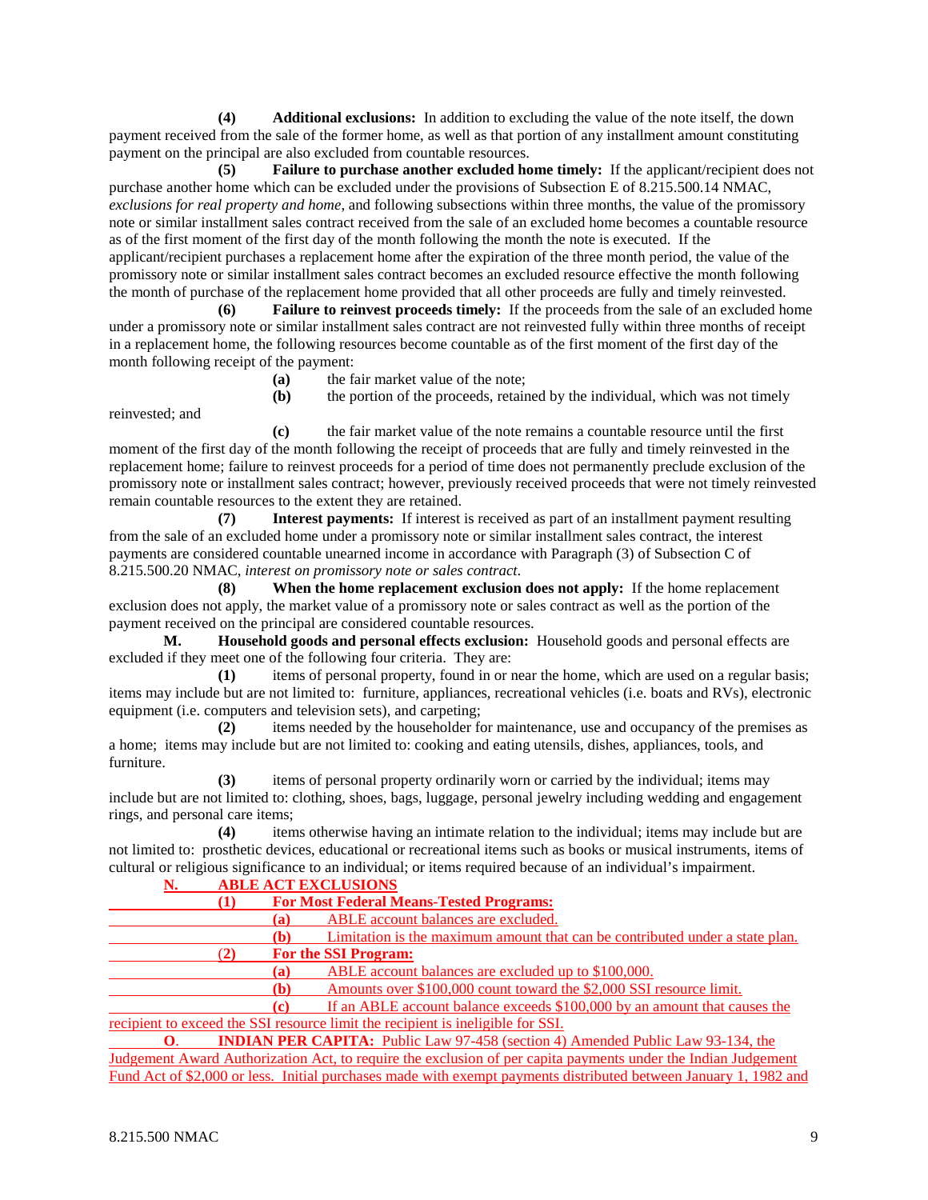**(4)** **Additional exclusions:** In addition to excluding the value of the note itself, the down payment received from the sale of the former home, as well as that portion of any installment amount constituting payment on the principal are also excluded from countable resources.

**(5)** **Failure to purchase another excluded home timely:** If the applicant/recipient does not purchase another home which can be excluded under the provisions of Subsection E of 8.215.500.14 NMAC, *exclusions for real property and home*, and following subsections within three months, the value of the promissory note or similar installment sales contract received from the sale of an excluded home becomes a countable resource as of the first moment of the first day of the month following the month the note is executed. If the applicant/recipient purchases a replacement home after the expiration of the three month period, the value of the promissory note or similar installment sales contract becomes an excluded resource effective the month following the month of purchase of the replacement home provided that all other proceeds are fully and timely reinvested.

**(6)** **Failure to reinvest proceeds timely:** If the proceeds from the sale of an excluded home under a promissory note or similar installment sales contract are not reinvested fully within three months of receipt in a replacement home, the following resources become countable as of the first moment of the first day of the month following receipt of the payment:

**(a)** the fair market value of the note;

**(b)** the portion of the proceeds, retained by the individual, which was not timely reinvested; and

**(c)** the fair market value of the note remains a countable resource until the first moment of the first day of the month following the receipt of proceeds that are fully and timely reinvested in the replacement home; failure to reinvest proceeds for a period of time does not permanently preclude exclusion of the promissory note or installment sales contract; however, previously received proceeds that were not timely reinvested remain countable resources to the extent they are retained.

**(7)** **Interest payments:** If interest is received as part of an installment payment resulting from the sale of an excluded home under a promissory note or similar installment sales contract, the interest payments are considered countable unearned income in accordance with Paragraph (3) of Subsection C of 8.215.500.20 NMAC, *interest on promissory note or sales contract*.

**(8)** **When the home replacement exclusion does not apply:** If the home replacement exclusion does not apply, the market value of a promissory note or sales contract as well as the portion of the payment received on the principal are considered countable resources.

**M.** **Household goods and personal effects exclusion:** Household goods and personal effects are excluded if they meet one of the following four criteria. They are:

**(1)** items of personal property, found in or near the home, which are used on a regular basis; items may include but are not limited to: furniture, appliances, recreational vehicles (i.e. boats and RVs), electronic equipment (i.e. computers and television sets), and carpeting;

**(2)** items needed by the householder for maintenance, use and occupancy of the premises as a home; items may include but are not limited to: cooking and eating utensils, dishes, appliances, tools, and furniture.

**(3)** items of personal property ordinarily worn or carried by the individual; items may include but are not limited to: clothing, shoes, bags, luggage, personal jewelry including wedding and engagement rings, and personal care items;

**(4)** items otherwise having an intimate relation to the individual; items may include but are not limited to: prosthetic devices, educational or recreational items such as books or musical instruments, items of cultural or religious significance to an individual; or items required because of an individual's impairment.

**N.** **ABLE ACT EXCLUSIONS**

**(1)** **For Most Federal Means-Tested Programs:**

**(a)** ABLE account balances are excluded.

**(b)** Limitation is the maximum amount that can be contributed under a state plan.

**(2)** **For the SSI Program:**

**(a)** ABLE account balances are excluded up to $100,000.

**(b)** Amounts over $100,000 count toward the $2,000 SSI resource limit.

**(c)** If an ABLE account balance exceeds $100,000 by an amount that causes the recipient to exceed the SSI resource limit the recipient is ineligible for SSI.

**O.** **INDIAN PER CAPITA:** Public Law 97-458 (section 4) Amended Public Law 93-134, the Judgement Award Authorization Act, to require the exclusion of per capita payments under the Indian Judgement Fund Act of $2,000 or less. Initial purchases made with exempt payments distributed between January 1, 1982 and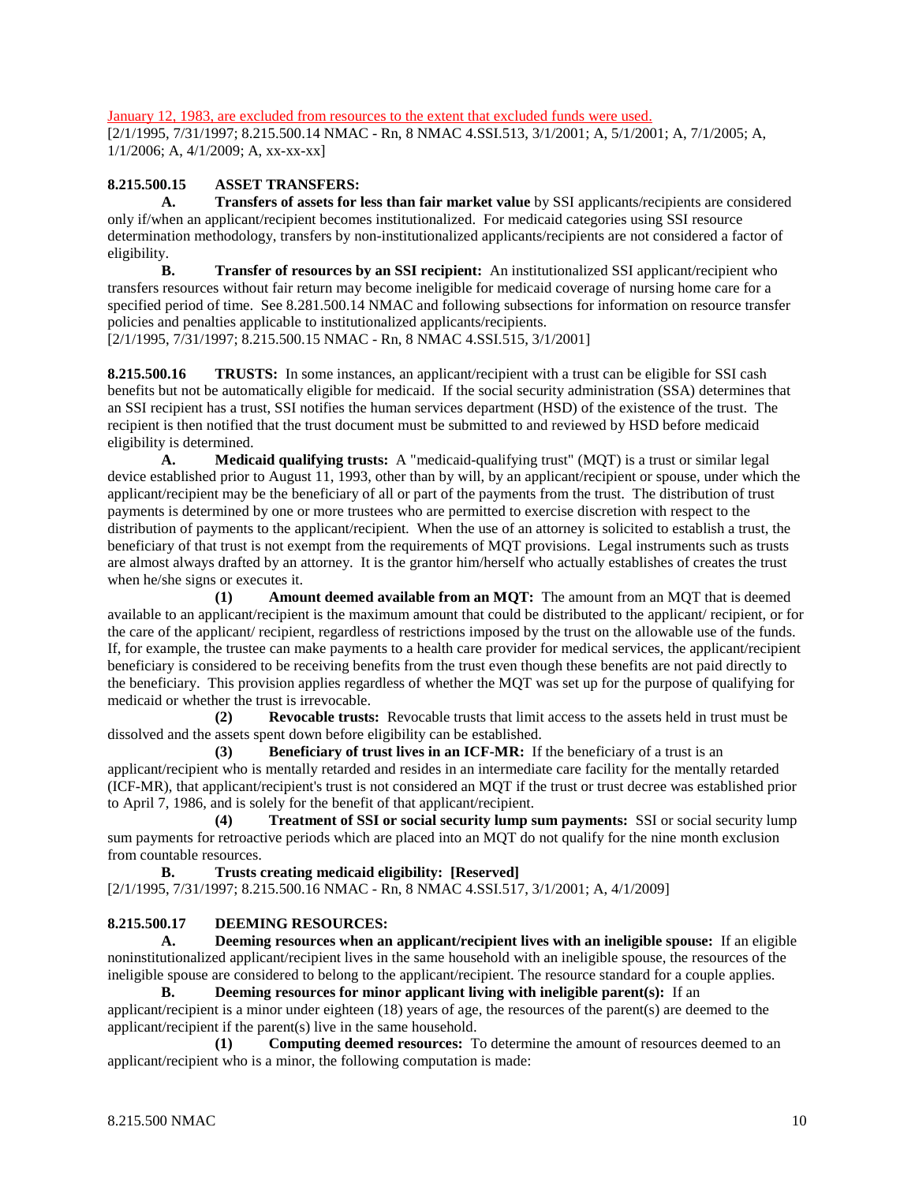January 12, 1983, are excluded from resources to the extent that excluded funds were used.
[2/1/1995, 7/31/1997; 8.215.500.14 NMAC - Rn, 8 NMAC 4.SSI.513, 3/1/2001; A, 5/1/2001; A, 7/1/2005; A, 1/1/2006; A, 4/1/2009; A, xx-xx-xx]

**8.215.500.15 ASSET TRANSFERS:**

**A. Transfers of assets for less than fair market value** by SSI applicants/recipients are considered only if/when an applicant/recipient becomes institutionalized. For medicaid categories using SSI resource determination methodology, transfers by non-institutionalized applicants/recipients are not considered a factor of eligibility.

**B. Transfer of resources by an SSI recipient:** An institutionalized SSI applicant/recipient who transfers resources without fair return may become ineligible for medicaid coverage of nursing home care for a specified period of time. See 8.281.500.14 NMAC and following subsections for information on resource transfer policies and penalties applicable to institutionalized applicants/recipients.
[2/1/1995, 7/31/1997; 8.215.500.15 NMAC - Rn, 8 NMAC 4.SSI.515, 3/1/2001]

**8.215.500.16 TRUSTS:** In some instances, an applicant/recipient with a trust can be eligible for SSI cash benefits but not be automatically eligible for medicaid. If the social security administration (SSA) determines that an SSI recipient has a trust, SSI notifies the human services department (HSD) of the existence of the trust. The recipient is then notified that the trust document must be submitted to and reviewed by HSD before medicaid eligibility is determined.

**A. Medicaid qualifying trusts:** A "medicaid-qualifying trust" (MQT) is a trust or similar legal device established prior to August 11, 1993, other than by will, by an applicant/recipient or spouse, under which the applicant/recipient may be the beneficiary of all or part of the payments from the trust. The distribution of trust payments is determined by one or more trustees who are permitted to exercise discretion with respect to the distribution of payments to the applicant/recipient. When the use of an attorney is solicited to establish a trust, the beneficiary of that trust is not exempt from the requirements of MQT provisions. Legal instruments such as trusts are almost always drafted by an attorney. It is the grantor him/herself who actually establishes of creates the trust when he/she signs or executes it.

**(1) Amount deemed available from an MQT:** The amount from an MQT that is deemed available to an applicant/recipient is the maximum amount that could be distributed to the applicant/ recipient, or for the care of the applicant/ recipient, regardless of restrictions imposed by the trust on the allowable use of the funds. If, for example, the trustee can make payments to a health care provider for medical services, the applicant/recipient beneficiary is considered to be receiving benefits from the trust even though these benefits are not paid directly to the beneficiary. This provision applies regardless of whether the MQT was set up for the purpose of qualifying for medicaid or whether the trust is irrevocable.

**(2) Revocable trusts:** Revocable trusts that limit access to the assets held in trust must be dissolved and the assets spent down before eligibility can be established.

**(3) Beneficiary of trust lives in an ICF-MR:** If the beneficiary of a trust is an applicant/recipient who is mentally retarded and resides in an intermediate care facility for the mentally retarded (ICF-MR), that applicant/recipient's trust is not considered an MQT if the trust or trust decree was established prior to April 7, 1986, and is solely for the benefit of that applicant/recipient.

**(4) Treatment of SSI or social security lump sum payments:** SSI or social security lump sum payments for retroactive periods which are placed into an MQT do not qualify for the nine month exclusion from countable resources.

**B. Trusts creating medicaid eligibility: [Reserved]**
[2/1/1995, 7/31/1997; 8.215.500.16 NMAC - Rn, 8 NMAC 4.SSI.517, 3/1/2001; A, 4/1/2009]

**8.215.500.17 DEEMING RESOURCES:**

**A. Deeming resources when an applicant/recipient lives with an ineligible spouse:** If an eligible noninstitutionalized applicant/recipient lives in the same household with an ineligible spouse, the resources of the ineligible spouse are considered to belong to the applicant/recipient. The resource standard for a couple applies.

**B. Deeming resources for minor applicant living with ineligible parent(s):** If an applicant/recipient is a minor under eighteen (18) years of age, the resources of the parent(s) are deemed to the applicant/recipient if the parent(s) live in the same household.

**(1) Computing deemed resources:** To determine the amount of resources deemed to an applicant/recipient who is a minor, the following computation is made: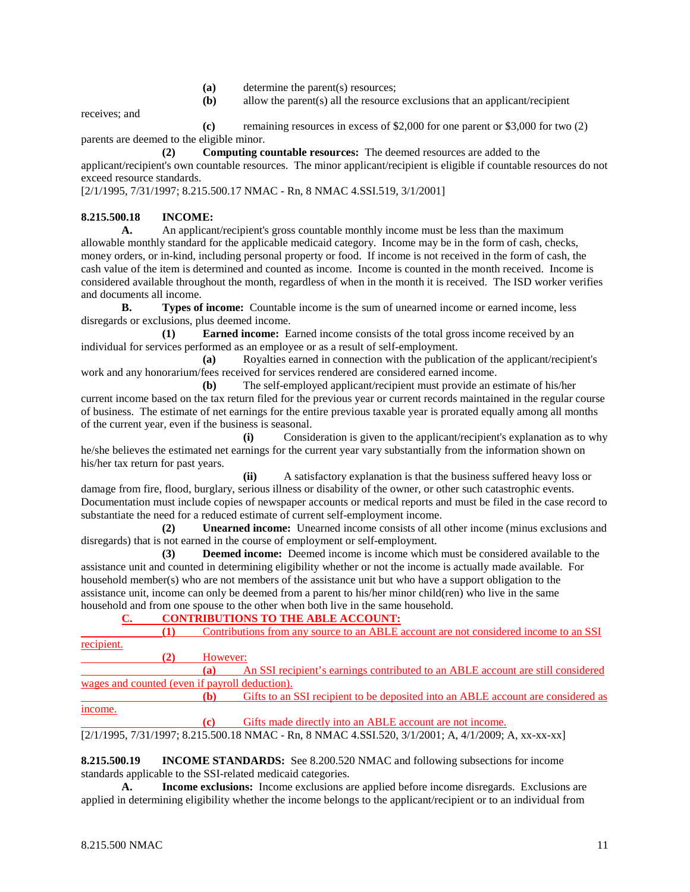**(a)** determine the parent(s) resources;

**(b)** allow the parent(s) all the resource exclusions that an applicant/recipient receives; and

**(c)** remaining resources in excess of $2,000 for one parent or $3,000 for two (2) parents are deemed to the eligible minor.

**(2)** **Computing countable resources:** The deemed resources are added to the applicant/recipient's own countable resources. The minor applicant/recipient is eligible if countable resources do not exceed resource standards.

[2/1/1995, 7/31/1997; 8.215.500.17 NMAC - Rn, 8 NMAC 4.SSI.519, 3/1/2001]

**8.215.500.18 INCOME:**

**A.** An applicant/recipient's gross countable monthly income must be less than the maximum allowable monthly standard for the applicable medicaid category. Income may be in the form of cash, checks, money orders, or in-kind, including personal property or food. If income is not received in the form of cash, the cash value of the item is determined and counted as income. Income is counted in the month received. Income is considered available throughout the month, regardless of when in the month it is received. The ISD worker verifies and documents all income.

**B.** **Types of income:** Countable income is the sum of unearned income or earned income, less disregards or exclusions, plus deemed income.

**(1)** **Earned income:** Earned income consists of the total gross income received by an individual for services performed as an employee or as a result of self-employment.

**(a)** Royalties earned in connection with the publication of the applicant/recipient's work and any honorarium/fees received for services rendered are considered earned income.

**(b)** The self-employed applicant/recipient must provide an estimate of his/her current income based on the tax return filed for the previous year or current records maintained in the regular course of business. The estimate of net earnings for the entire previous taxable year is prorated equally among all months of the current year, even if the business is seasonal.

**(i)** Consideration is given to the applicant/recipient's explanation as to why he/she believes the estimated net earnings for the current year vary substantially from the information shown on his/her tax return for past years.

**(ii)** A satisfactory explanation is that the business suffered heavy loss or damage from fire, flood, burglary, serious illness or disability of the owner, or other such catastrophic events. Documentation must include copies of newspaper accounts or medical reports and must be filed in the case record to substantiate the need for a reduced estimate of current self-employment income.

**(2)** **Unearned income:** Unearned income consists of all other income (minus exclusions and disregards) that is not earned in the course of employment or self-employment.

**(3)** **Deemed income:** Deemed income is income which must be considered available to the assistance unit and counted in determining eligibility whether or not the income is actually made available. For household member(s) who are not members of the assistance unit but who have a support obligation to the assistance unit, income can only be deemed from a parent to his/her minor child(ren) who live in the same household and from one spouse to the other when both live in the same household.

**C.** **CONTRIBUTIONS TO THE ABLE ACCOUNT:**

**(1)** Contributions from any source to an ABLE account are not considered income to an SSI recipient.

**(2)** However:

**(a)** An SSI recipient's earnings contributed to an ABLE account are still considered wages and counted (even if payroll deduction).

**(b)** Gifts to an SSI recipient to be deposited into an ABLE account are considered as income.

**(c)** Gifts made directly into an ABLE account are not income.

[2/1/1995, 7/31/1997; 8.215.500.18 NMAC - Rn, 8 NMAC 4.SSI.520, 3/1/2001; A, 4/1/2009; A, xx-xx-xx]

**8.215.500.19 INCOME STANDARDS:** See 8.200.520 NMAC and following subsections for income standards applicable to the SSI-related medicaid categories.

**A.** **Income exclusions:** Income exclusions are applied before income disregards. Exclusions are applied in determining eligibility whether the income belongs to the applicant/recipient or to an individual from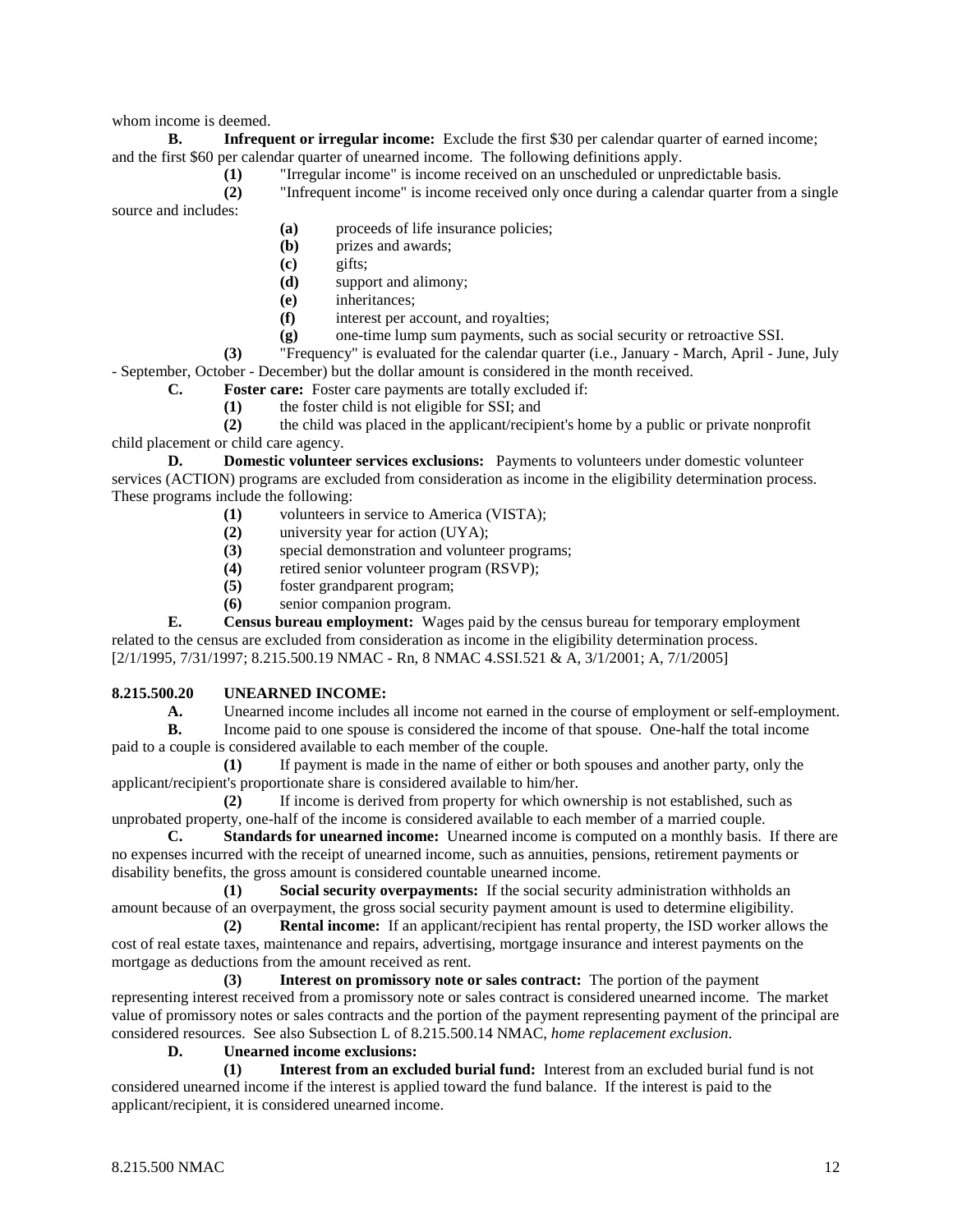whom income is deemed.

**B. Infrequent or irregular income:** Exclude the first $30 per calendar quarter of earned income; and the first $60 per calendar quarter of unearned income. The following definitions apply.

**(1)** "Irregular income" is income received on an unscheduled or unpredictable basis.

**(2)** "Infrequent income" is income received only once during a calendar quarter from a single source and includes:

**(a)** proceeds of life insurance policies;

**(b)** prizes and awards;

**(c)** gifts;

**(d)** support and alimony;

**(e)** inheritances;

**(f)** interest per account, and royalties;

**(g)** one-time lump sum payments, such as social security or retroactive SSI.

**(3)** "Frequency" is evaluated for the calendar quarter (i.e., January - March, April - June, July - September, October - December) but the dollar amount is considered in the month received.

**C. Foster care:** Foster care payments are totally excluded if:

**(1)** the foster child is not eligible for SSI; and

**(2)** the child was placed in the applicant/recipient's home by a public or private nonprofit child placement or child care agency.

**D. Domestic volunteer services exclusions:** Payments to volunteers under domestic volunteer services (ACTION) programs are excluded from consideration as income in the eligibility determination process. These programs include the following:

**(1)** volunteers in service to America (VISTA);

**(2)** university year for action (UYA);

**(3)** special demonstration and volunteer programs;

**(4)** retired senior volunteer program (RSVP);

**(5)** foster grandparent program;

**(6)** senior companion program.

**E. Census bureau employment:** Wages paid by the census bureau for temporary employment related to the census are excluded from consideration as income in the eligibility determination process.

[2/1/1995, 7/31/1997; 8.215.500.19 NMAC - Rn, 8 NMAC 4.SSI.521 & A, 3/1/2001; A, 7/1/2005]

**8.215.500.20 UNEARNED INCOME:**

**A.** Unearned income includes all income not earned in the course of employment or self-employment.

**B.** Income paid to one spouse is considered the income of that spouse. One-half the total income paid to a couple is considered available to each member of the couple.

**(1)** If payment is made in the name of either or both spouses and another party, only the applicant/recipient's proportionate share is considered available to him/her.

**(2)** If income is derived from property for which ownership is not established, such as unprobated property, one-half of the income is considered available to each member of a married couple.

**C. Standards for unearned income:** Unearned income is computed on a monthly basis. If there are no expenses incurred with the receipt of unearned income, such as annuities, pensions, retirement payments or disability benefits, the gross amount is considered countable unearned income.

**(1) Social security overpayments:** If the social security administration withholds an amount because of an overpayment, the gross social security payment amount is used to determine eligibility.

**(2) Rental income:** If an applicant/recipient has rental property, the ISD worker allows the cost of real estate taxes, maintenance and repairs, advertising, mortgage insurance and interest payments on the mortgage as deductions from the amount received as rent.

**(3) Interest on promissory note or sales contract:** The portion of the payment representing interest received from a promissory note or sales contract is considered unearned income. The market value of promissory notes or sales contracts and the portion of the payment representing payment of the principal are considered resources. See also Subsection L of 8.215.500.14 NMAC, *home replacement exclusion*.

**D. Unearned income exclusions:**

**(1) Interest from an excluded burial fund:** Interest from an excluded burial fund is not considered unearned income if the interest is applied toward the fund balance. If the interest is paid to the applicant/recipient, it is considered unearned income.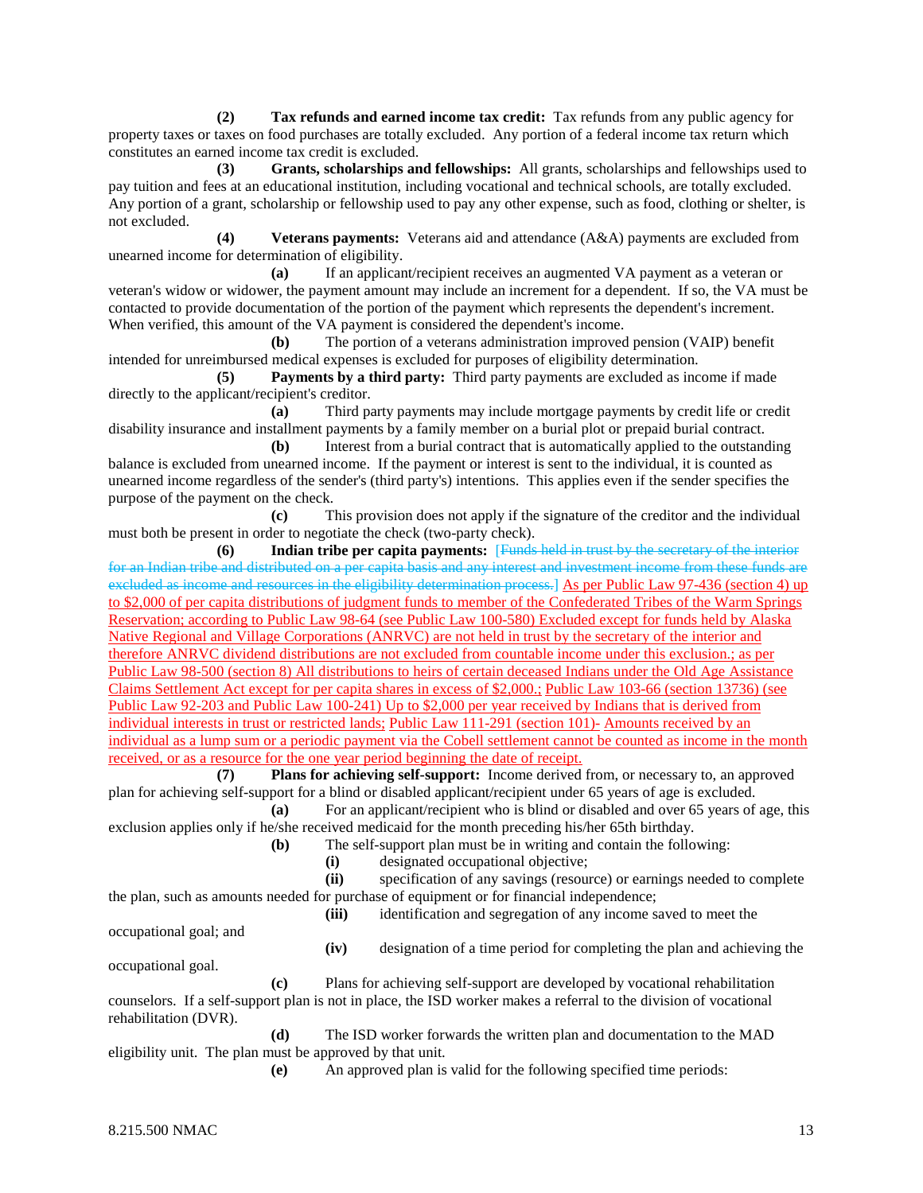**(2)** **Tax refunds and earned income tax credit:** Tax refunds from any public agency for property taxes or taxes on food purchases are totally excluded. Any portion of a federal income tax return which constitutes an earned income tax credit is excluded.

**(3)** **Grants, scholarships and fellowships:** All grants, scholarships and fellowships used to pay tuition and fees at an educational institution, including vocational and technical schools, are totally excluded. Any portion of a grant, scholarship or fellowship used to pay any other expense, such as food, clothing or shelter, is not excluded.

**(4)** **Veterans payments:** Veterans aid and attendance (A&A) payments are excluded from unearned income for determination of eligibility.

**(a)** If an applicant/recipient receives an augmented VA payment as a veteran or veteran's widow or widower, the payment amount may include an increment for a dependent. If so, the VA must be contacted to provide documentation of the portion of the payment which represents the dependent's increment. When verified, this amount of the VA payment is considered the dependent's income.

**(b)** The portion of a veterans administration improved pension (VAIP) benefit intended for unreimbursed medical expenses is excluded for purposes of eligibility determination.

**(5)** **Payments by a third party:** Third party payments are excluded as income if made directly to the applicant/recipient's creditor.

**(a)** Third party payments may include mortgage payments by credit life or credit disability insurance and installment payments by a family member on a burial plot or prepaid burial contract.

**(b)** Interest from a burial contract that is automatically applied to the outstanding balance is excluded from unearned income. If the payment or interest is sent to the individual, it is counted as unearned income regardless of the sender's (third party's) intentions. This applies even if the sender specifies the purpose of the payment on the check.

**(c)** This provision does not apply if the signature of the creditor and the individual must both be present in order to negotiate the check (two-party check).

**(6)** **Indian tribe per capita payments:** [~~Funds held in trust by the secretary of the interior for an Indian tribe and distributed on a per capita basis and any interest and investment income from these funds are excluded as income and resources in the eligibility determination process.~~] As per Public Law 97-436 (section 4) up to $2,000 of per capita distributions of judgment funds to member of the Confederated Tribes of the Warm Springs Reservation; according to Public Law 98-64 (see Public Law 100-580) Excluded except for funds held by Alaska Native Regional and Village Corporations (ANRVC) are not held in trust by the secretary of the interior and therefore ANRVC dividend distributions are not excluded from countable income under this exclusion.; as per Public Law 98-500 (section 8) All distributions to heirs of certain deceased Indians under the Old Age Assistance Claims Settlement Act except for per capita shares in excess of $2,000.; Public Law 103-66 (section 13736) (see Public Law 92-203 and Public Law 100-241) Up to $2,000 per year received by Indians that is derived from individual interests in trust or restricted lands; Public Law 111-291 (section 101)- Amounts received by an individual as a lump sum or a periodic payment via the Cobell settlement cannot be counted as income in the month received, or as a resource for the one year period beginning the date of receipt.

**(7)** **Plans for achieving self-support:** Income derived from, or necessary to, an approved plan for achieving self-support for a blind or disabled applicant/recipient under 65 years of age is excluded.

**(a)** For an applicant/recipient who is blind or disabled and over 65 years of age, this exclusion applies only if he/she received medicaid for the month preceding his/her 65th birthday.

**(b)** The self-support plan must be in writing and contain the following:

**(i)** designated occupational objective;

**(ii)** specification of any savings (resource) or earnings needed to complete the plan, such as amounts needed for purchase of equipment or for financial independence;

**(iii)** identification and segregation of any income saved to meet the occupational goal; and

**(iv)** designation of a time period for completing the plan and achieving the occupational goal.

**(c)** Plans for achieving self-support are developed by vocational rehabilitation counselors. If a self-support plan is not in place, the ISD worker makes a referral to the division of vocational rehabilitation (DVR).

**(d)** The ISD worker forwards the written plan and documentation to the MAD eligibility unit. The plan must be approved by that unit.

**(e)** An approved plan is valid for the following specified time periods: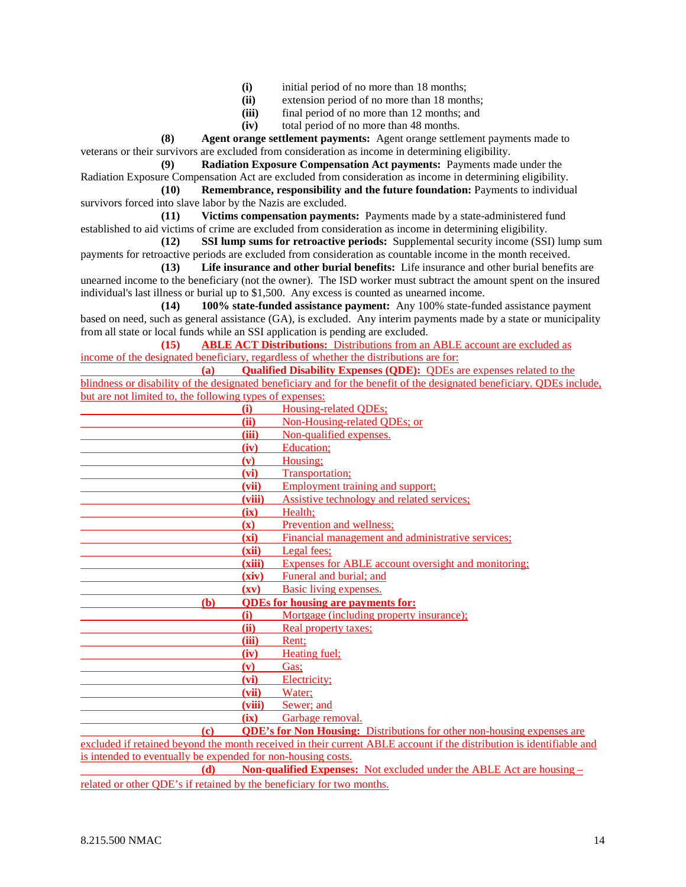**(i)** initial period of no more than 18 months;
**(ii)** extension period of no more than 18 months;
**(iii)** final period of no more than 12 months; and
**(iv)** total period of no more than 48 months.

**(8) Agent orange settlement payments:** Agent orange settlement payments made to veterans or their survivors are excluded from consideration as income in determining eligibility.

**(9) Radiation Exposure Compensation Act payments:** Payments made under the Radiation Exposure Compensation Act are excluded from consideration as income in determining eligibility.

**(10) Remembrance, responsibility and the future foundation:** Payments to individual survivors forced into slave labor by the Nazis are excluded.

**(11) Victims compensation payments:** Payments made by a state-administered fund established to aid victims of crime are excluded from consideration as income in determining eligibility.

**(12) SSI lump sums for retroactive periods:** Supplemental security income (SSI) lump sum payments for retroactive periods are excluded from consideration as countable income in the month received.

**(13) Life insurance and other burial benefits:** Life insurance and other burial benefits are unearned income to the beneficiary (not the owner). The ISD worker must subtract the amount spent on the insured individual's last illness or burial up to $1,500. Any excess is counted as unearned income.

**(14) 100% state-funded assistance payment:** Any 100% state-funded assistance payment based on need, such as general assistance (GA), is excluded. Any interim payments made by a state or municipality from all state or local funds while an SSI application is pending are excluded.

**(15) ABLE ACT Distributions:** Distributions from an ABLE account are excluded as income of the designated beneficiary, regardless of whether the distributions are for:

**(a) Qualified Disability Expenses (QDE):** QDEs are expenses related to the blindness or disability of the designated beneficiary and for the benefit of the designated beneficiary. QDEs include, but are not limited to, the following types of expenses:

**(i)** Housing-related QDEs;
**(ii)** Non-Housing-related QDEs; or
**(iii)** Non-qualified expenses.
**(iv)** Education;
**(v)** Housing;
**(vi)** Transportation;
**(vii)** Employment training and support;
**(viii)** Assistive technology and related services;
**(ix)** Health;
**(x)** Prevention and wellness;
**(xi)** Financial management and administrative services;
**(xii)** Legal fees;
**(xiii)** Expenses for ABLE account oversight and monitoring;
**(xiv)** Funeral and burial; and
**(xv)** Basic living expenses.

**(b) QDEs for housing are payments for:**

**(i)** Mortgage (including property insurance);
**(ii)** Real property taxes;
**(iii)** Rent;
**(iv)** Heating fuel;
**(v)** Gas;
**(vi)** Electricity;
**(vii)** Water;
**(viii)** Sewer; and
**(ix)** Garbage removal.

**(c) QDE's for Non Housing:** Distributions for other non-housing expenses are excluded if retained beyond the month received in their current ABLE account if the distribution is identifiable and is intended to eventually be expended for non-housing costs.

**(d) Non-qualified Expenses:** Not excluded under the ABLE Act are housing – related or other QDE's if retained by the beneficiary for two months.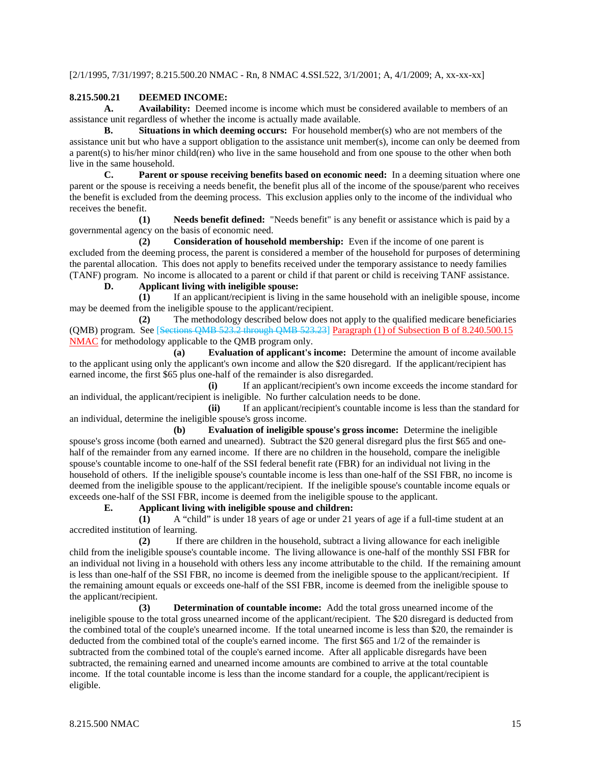[2/1/1995, 7/31/1997; 8.215.500.20 NMAC - Rn, 8 NMAC 4.SSI.522, 3/1/2001; A, 4/1/2009; A, xx-xx-xx]

**8.215.500.21 DEEMED INCOME:**

**A. Availability:** Deemed income is income which must be considered available to members of an assistance unit regardless of whether the income is actually made available.

**B. Situations in which deeming occurs:** For household member(s) who are not members of the assistance unit but who have a support obligation to the assistance unit member(s), income can only be deemed from a parent(s) to his/her minor child(ren) who live in the same household and from one spouse to the other when both live in the same household.

**C. Parent or spouse receiving benefits based on economic need:** In a deeming situation where one parent or the spouse is receiving a needs benefit, the benefit plus all of the income of the spouse/parent who receives the benefit is excluded from the deeming process. This exclusion applies only to the income of the individual who receives the benefit.

**(1) Needs benefit defined:** "Needs benefit" is any benefit or assistance which is paid by a governmental agency on the basis of economic need.

**(2) Consideration of household membership:** Even if the income of one parent is excluded from the deeming process, the parent is considered a member of the household for purposes of determining the parental allocation. This does not apply to benefits received under the temporary assistance to needy families (TANF) program. No income is allocated to a parent or child if that parent or child is receiving TANF assistance.

**D. Applicant living with ineligible spouse:**

**(1)** If an applicant/recipient is living in the same household with an ineligible spouse, income may be deemed from the ineligible spouse to the applicant/recipient.

**(2)** The methodology described below does not apply to the qualified medicare beneficiaries (QMB) program. See [~~Sections QMB 523.2 through QMB 523.23~~] Paragraph (1) of Subsection B of 8.240.500.15 NMAC for methodology applicable to the QMB program only.

**(a) Evaluation of applicant's income:** Determine the amount of income available to the applicant using only the applicant's own income and allow the $20 disregard. If the applicant/recipient has earned income, the first $65 plus one-half of the remainder is also disregarded.

**(i)** If an applicant/recipient's own income exceeds the income standard for an individual, the applicant/recipient is ineligible. No further calculation needs to be done.

**(ii)** If an applicant/recipient's countable income is less than the standard for an individual, determine the ineligible spouse's gross income.

**(b) Evaluation of ineligible spouse's gross income:** Determine the ineligible spouse's gross income (both earned and unearned). Subtract the $20 general disregard plus the first $65 and one-half of the remainder from any earned income. If there are no children in the household, compare the ineligible spouse's countable income to one-half of the SSI federal benefit rate (FBR) for an individual not living in the household of others. If the ineligible spouse's countable income is less than one-half of the SSI FBR, no income is deemed from the ineligible spouse to the applicant/recipient. If the ineligible spouse's countable income equals or exceeds one-half of the SSI FBR, income is deemed from the ineligible spouse to the applicant.

**E. Applicant living with ineligible spouse and children:**

**(1)** A "child" is under 18 years of age or under 21 years of age if a full-time student at an accredited institution of learning.

**(2)** If there are children in the household, subtract a living allowance for each ineligible child from the ineligible spouse's countable income. The living allowance is one-half of the monthly SSI FBR for an individual not living in a household with others less any income attributable to the child. If the remaining amount is less than one-half of the SSI FBR, no income is deemed from the ineligible spouse to the applicant/recipient. If the remaining amount equals or exceeds one-half of the SSI FBR, income is deemed from the ineligible spouse to the applicant/recipient.

**(3) Determination of countable income:** Add the total gross unearned income of the ineligible spouse to the total gross unearned income of the applicant/recipient. The $20 disregard is deducted from the combined total of the couple's unearned income. If the total unearned income is less than $20, the remainder is deducted from the combined total of the couple's earned income. The first $65 and 1/2 of the remainder is subtracted from the combined total of the couple's earned income. After all applicable disregards have been subtracted, the remaining earned and unearned income amounts are combined to arrive at the total countable income. If the total countable income is less than the income standard for a couple, the applicant/recipient is eligible.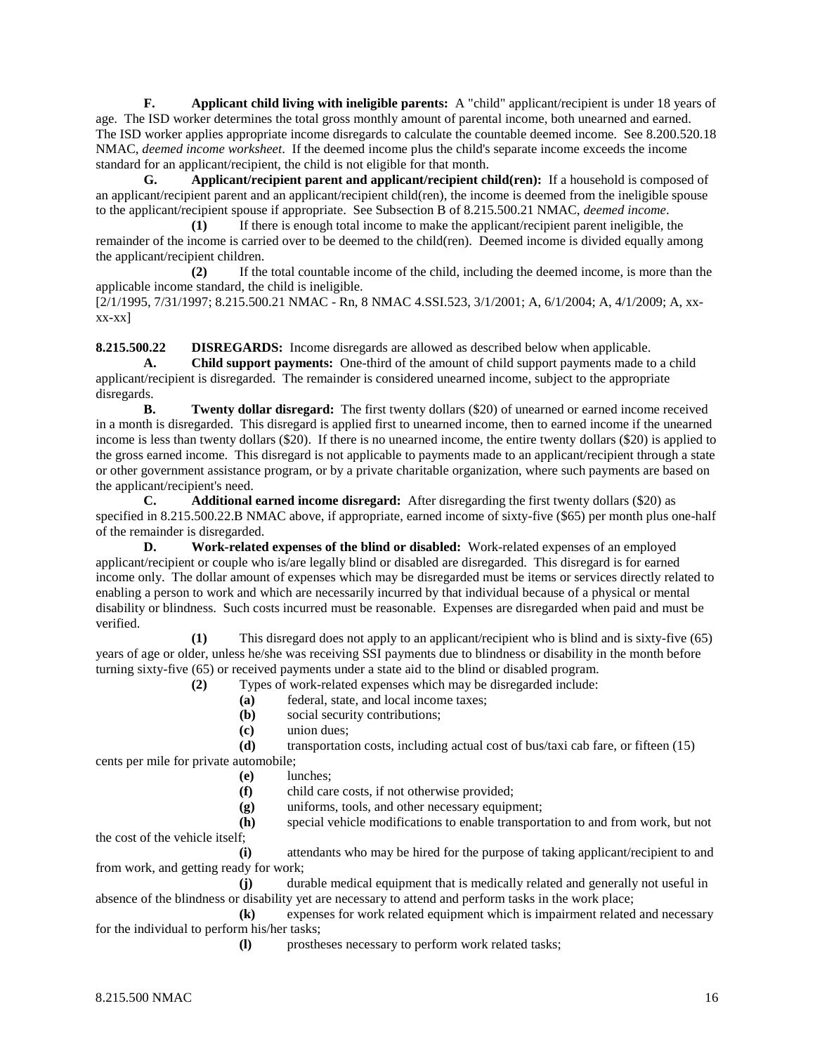**F. Applicant child living with ineligible parents:** A "child" applicant/recipient is under 18 years of age. The ISD worker determines the total gross monthly amount of parental income, both unearned and earned. The ISD worker applies appropriate income disregards to calculate the countable deemed income. See 8.200.520.18 NMAC, *deemed income worksheet*. If the deemed income plus the child's separate income exceeds the income standard for an applicant/recipient, the child is not eligible for that month.

**G. Applicant/recipient parent and applicant/recipient child(ren):** If a household is composed of an applicant/recipient parent and an applicant/recipient child(ren), the income is deemed from the ineligible spouse to the applicant/recipient spouse if appropriate. See Subsection B of 8.215.500.21 NMAC, *deemed income*.

**(1)** If there is enough total income to make the applicant/recipient parent ineligible, the remainder of the income is carried over to be deemed to the child(ren). Deemed income is divided equally among the applicant/recipient children.

**(2)** If the total countable income of the child, including the deemed income, is more than the applicable income standard, the child is ineligible.

[2/1/1995, 7/31/1997; 8.215.500.21 NMAC - Rn, 8 NMAC 4.SSI.523, 3/1/2001; A, 6/1/2004; A, 4/1/2009; A, xx-xx-xx]

**8.215.500.22 DISREGARDS:** Income disregards are allowed as described below when applicable.

**A. Child support payments:** One-third of the amount of child support payments made to a child applicant/recipient is disregarded. The remainder is considered unearned income, subject to the appropriate disregards.

**B. Twenty dollar disregard:** The first twenty dollars ($20) of unearned or earned income received in a month is disregarded. This disregard is applied first to unearned income, then to earned income if the unearned income is less than twenty dollars ($20). If there is no unearned income, the entire twenty dollars ($20) is applied to the gross earned income. This disregard is not applicable to payments made to an applicant/recipient through a state or other government assistance program, or by a private charitable organization, where such payments are based on the applicant/recipient's need.

**C. Additional earned income disregard:** After disregarding the first twenty dollars ($20) as specified in 8.215.500.22.B NMAC above, if appropriate, earned income of sixty-five ($65) per month plus one-half of the remainder is disregarded.

**D. Work-related expenses of the blind or disabled:** Work-related expenses of an employed applicant/recipient or couple who is/are legally blind or disabled are disregarded. This disregard is for earned income only. The dollar amount of expenses which may be disregarded must be items or services directly related to enabling a person to work and which are necessarily incurred by that individual because of a physical or mental disability or blindness. Such costs incurred must be reasonable. Expenses are disregarded when paid and must be verified.

**(1)** This disregard does not apply to an applicant/recipient who is blind and is sixty-five (65) years of age or older, unless he/she was receiving SSI payments due to blindness or disability in the month before turning sixty-five (65) or received payments under a state aid to the blind or disabled program.

**(2)** Types of work-related expenses which may be disregarded include:

**(a)** federal, state, and local income taxes;

**(b)** social security contributions;

**(c)** union dues;

**(d)** transportation costs, including actual cost of bus/taxi cab fare, or fifteen (15) cents per mile for private automobile;

**(e)** lunches;

**(f)** child care costs, if not otherwise provided;

**(g)** uniforms, tools, and other necessary equipment;

**(h)** special vehicle modifications to enable transportation to and from work, but not the cost of the vehicle itself;

**(i)** attendants who may be hired for the purpose of taking applicant/recipient to and from work, and getting ready for work;

**(j)** durable medical equipment that is medically related and generally not useful in absence of the blindness or disability yet are necessary to attend and perform tasks in the work place;

**(k)** expenses for work related equipment which is impairment related and necessary for the individual to perform his/her tasks;

**(l)** prostheses necessary to perform work related tasks;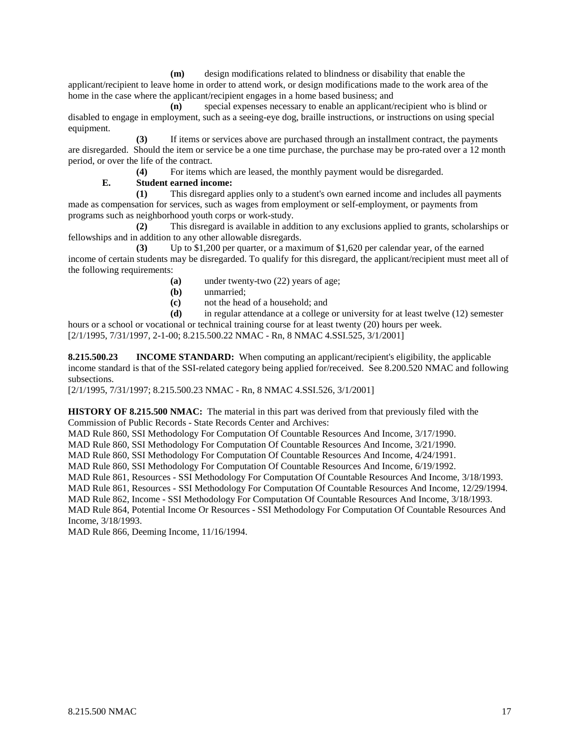**(m)** design modifications related to blindness or disability that enable the applicant/recipient to leave home in order to attend work, or design modifications made to the work area of the home in the case where the applicant/recipient engages in a home based business; and

**(n)** special expenses necessary to enable an applicant/recipient who is blind or disabled to engage in employment, such as a seeing-eye dog, braille instructions, or instructions on using special equipment.

**(3)** If items or services above are purchased through an installment contract, the payments are disregarded. Should the item or service be a one time purchase, the purchase may be pro-rated over a 12 month period, or over the life of the contract.

**(4)** For items which are leased, the monthly payment would be disregarded.

**E. Student earned income:**

**(1)** This disregard applies only to a student's own earned income and includes all payments made as compensation for services, such as wages from employment or self-employment, or payments from programs such as neighborhood youth corps or work-study.

**(2)** This disregard is available in addition to any exclusions applied to grants, scholarships or fellowships and in addition to any other allowable disregards.

**(3)** Up to $1,200 per quarter, or a maximum of $1,620 per calendar year, of the earned income of certain students may be disregarded. To qualify for this disregard, the applicant/recipient must meet all of the following requirements:

**(a)** under twenty-two (22) years of age;

**(b)** unmarried;

**(c)** not the head of a household; and

**(d)** in regular attendance at a college or university for at least twelve (12) semester hours or a school or vocational or technical training course for at least twenty (20) hours per week.

[2/1/1995, 7/31/1997, 2-1-00; 8.215.500.22 NMAC - Rn, 8 NMAC 4.SSI.525, 3/1/2001]

**8.215.500.23 INCOME STANDARD:** When computing an applicant/recipient's eligibility, the applicable income standard is that of the SSI-related category being applied for/received. See 8.200.520 NMAC and following subsections.

[2/1/1995, 7/31/1997; 8.215.500.23 NMAC - Rn, 8 NMAC 4.SSI.526, 3/1/2001]

**HISTORY OF 8.215.500 NMAC:** The material in this part was derived from that previously filed with the Commission of Public Records - State Records Center and Archives:

MAD Rule 860, SSI Methodology For Computation Of Countable Resources And Income, 3/17/1990.
MAD Rule 860, SSI Methodology For Computation Of Countable Resources And Income, 3/21/1990.
MAD Rule 860, SSI Methodology For Computation Of Countable Resources And Income, 4/24/1991.
MAD Rule 860, SSI Methodology For Computation Of Countable Resources And Income, 6/19/1992.
MAD Rule 861, Resources - SSI Methodology For Computation Of Countable Resources And Income, 3/18/1993.
MAD Rule 861, Resources - SSI Methodology For Computation Of Countable Resources And Income, 12/29/1994.
MAD Rule 862, Income - SSI Methodology For Computation Of Countable Resources And Income, 3/18/1993.
MAD Rule 864, Potential Income Or Resources - SSI Methodology For Computation Of Countable Resources And Income, 3/18/1993.
MAD Rule 866, Deeming Income, 11/16/1994.